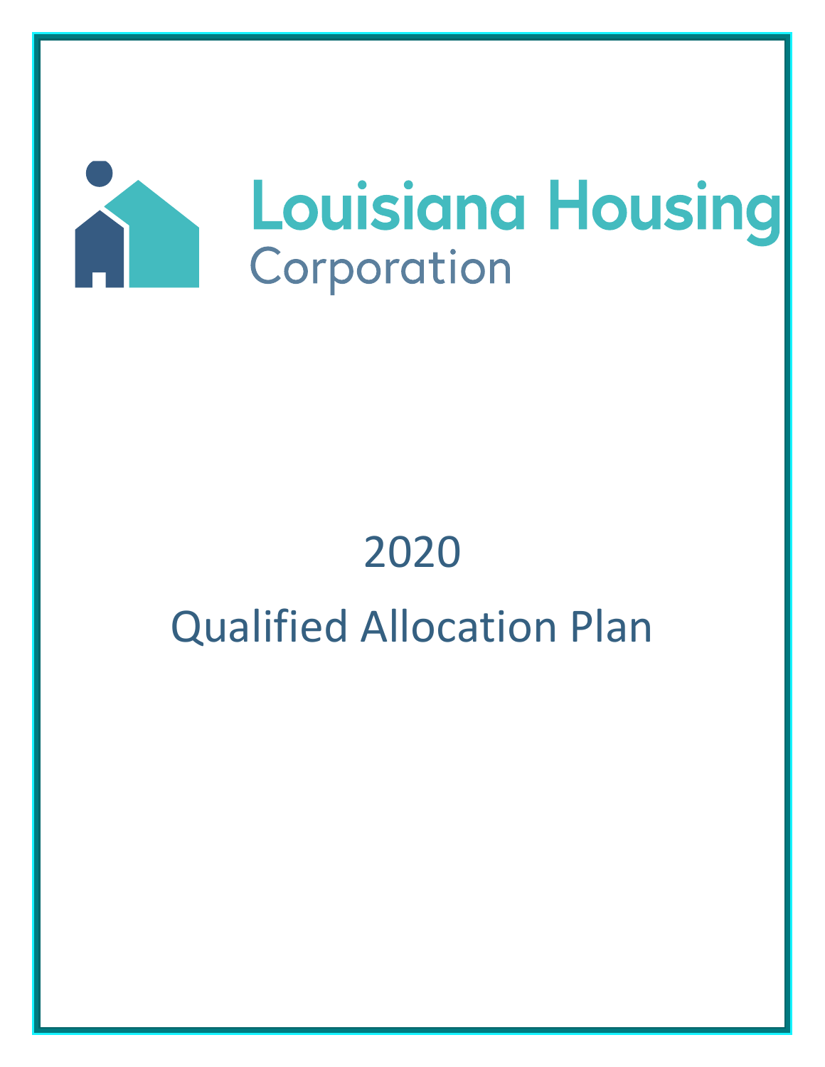Louisiana Housing Corporation

# 2020

# Qualified Allocation Plan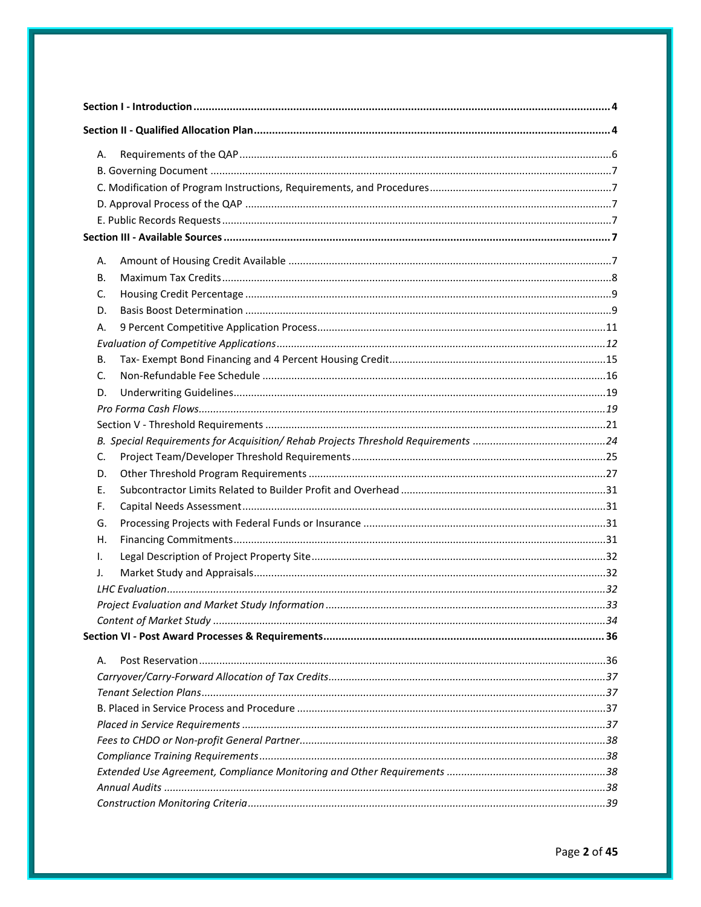**Section I - Introduction** .......... 4

**Section II - Qualified Allocation Plan** .......... 4

A. Requirements of the QAP .......... 6
B. Governing Document .......... 7
C. Modification of Program Instructions, Requirements, and Procedures .......... 7
D. Approval Process of the QAP .......... 7
E. Public Records Requests .......... 7

**Section III - Available Sources** .......... 7

A. Amount of Housing Credit Available .......... 7
B. Maximum Tax Credits .......... 8
C. Housing Credit Percentage .......... 9
D. Basis Boost Determination .......... 9
A. 9 Percent Competitive Application Process .......... 11
*Evaluation of Competitive Applications* .......... 12
B. Tax- Exempt Bond Financing and 4 Percent Housing Credit .......... 15
C. Non-Refundable Fee Schedule .......... 16
D. Underwriting Guidelines .......... 19
*Pro Forma Cash Flows* .......... 19
Section V - Threshold Requirements .......... 21
*B. Special Requirements for Acquisition/ Rehab Projects Threshold Requirements* .......... 24
C. Project Team/Developer Threshold Requirements .......... 25
D. Other Threshold Program Requirements .......... 27
E. Subcontractor Limits Related to Builder Profit and Overhead .......... 31
F. Capital Needs Assessment .......... 31
G. Processing Projects with Federal Funds or Insurance .......... 31
H. Financing Commitments .......... 31
I. Legal Description of Project Property Site .......... 32
J. Market Study and Appraisals .......... 32
*LHC Evaluation* .......... 32
*Project Evaluation and Market Study Information* .......... 33
*Content of Market Study* .......... 34

**Section VI - Post Award Processes & Requirements** .......... 36

A. Post Reservation .......... 36
*Carryover/Carry-Forward Allocation of Tax Credits* .......... 37
*Tenant Selection Plans* .......... 37
B. Placed in Service Process and Procedure .......... 37
*Placed in Service Requirements* .......... 37
*Fees to CHDO or Non-profit General Partner* .......... 38
*Compliance Training Requirements* .......... 38
*Extended Use Agreement, Compliance Monitoring and Other Requirements* .......... 38
*Annual Audits* .......... 38
*Construction Monitoring Criteria* .......... 39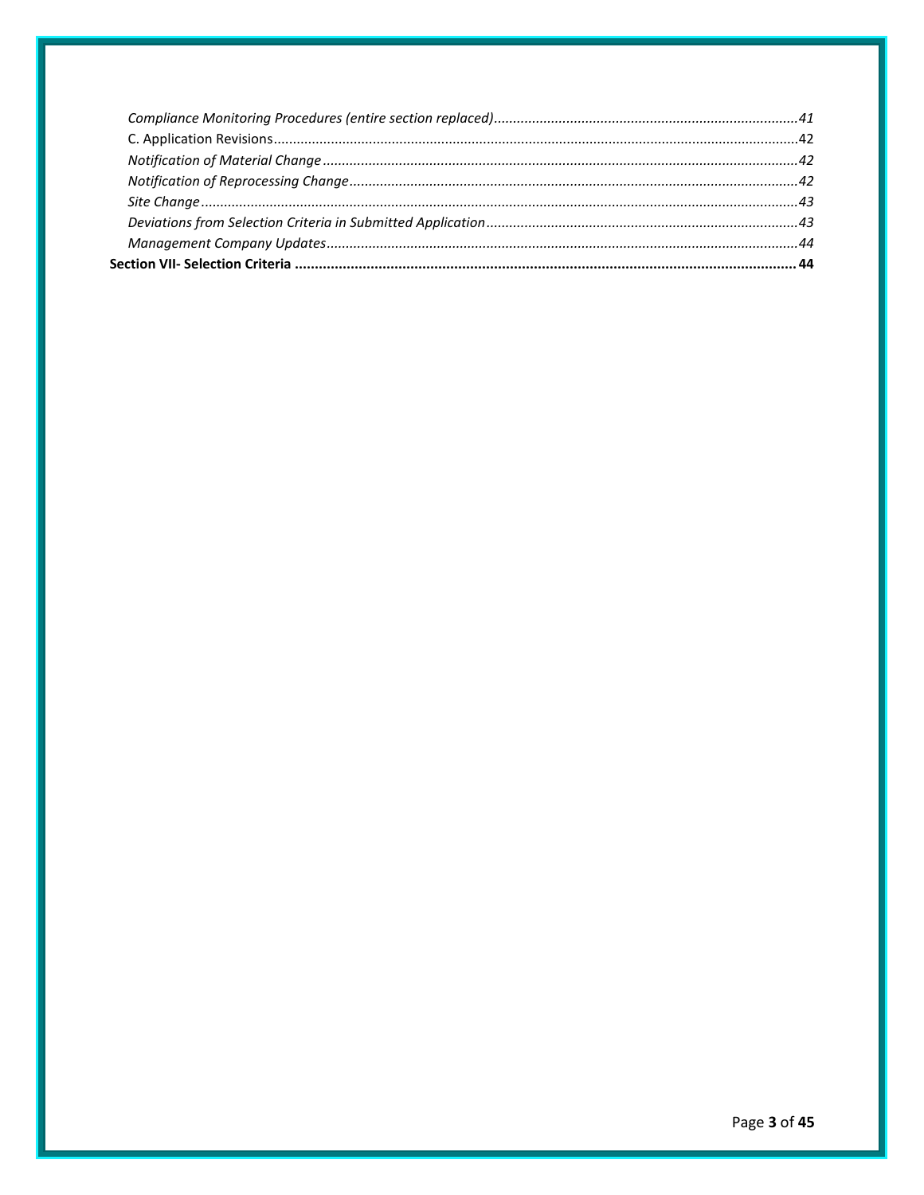*Compliance Monitoring Procedures (entire section replaced)* ... 41
C. Application Revisions ... 42
*Notification of Material Change* ... 42
*Notification of Reprocessing Change* ... 42
*Site Change* ... 43
*Deviations from Selection Criteria in Submitted Application* ... 43
*Management Company Updates* ... 44
**Section VII- Selection Criteria ... 44**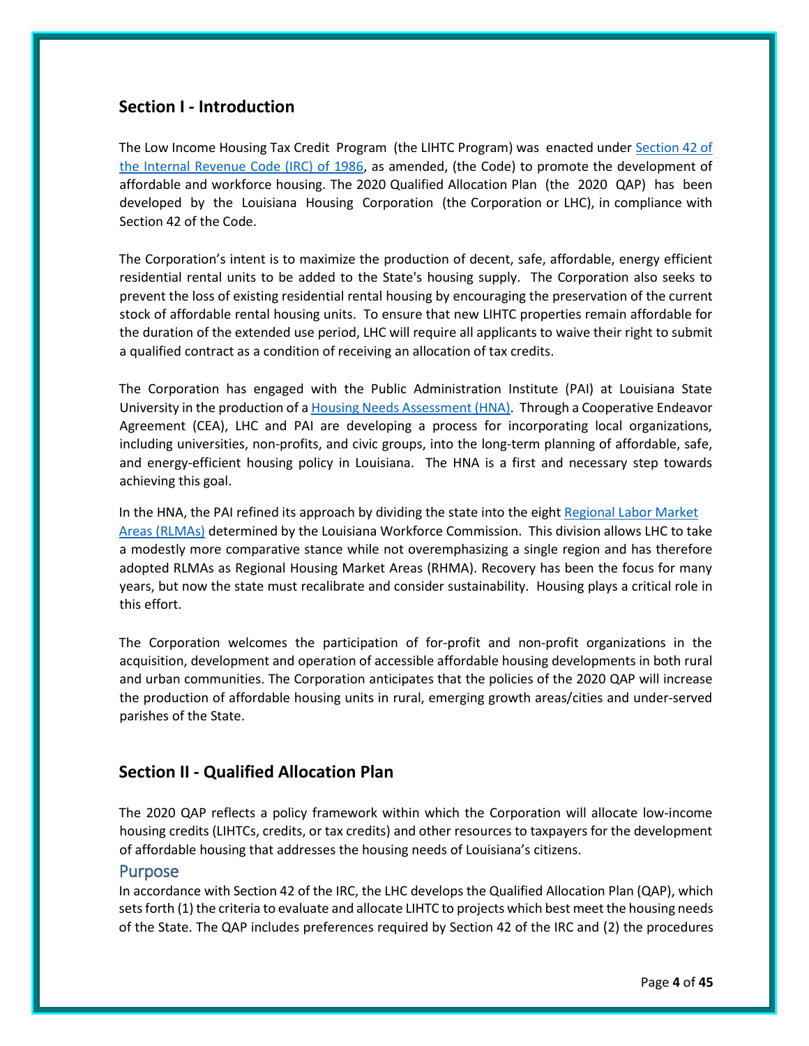## Section I - Introduction

The Low Income Housing Tax Credit Program (the LIHTC Program) was enacted under [Section 42 of the Internal Revenue Code (IRC) of 1986](), as amended, (the Code) to promote the development of affordable and workforce housing. The 2020 Qualified Allocation Plan (the 2020 QAP) has been developed by the Louisiana Housing Corporation (the Corporation or LHC), in compliance with Section 42 of the Code.

The Corporation's intent is to maximize the production of decent, safe, affordable, energy efficient residential rental units to be added to the State's housing supply. The Corporation also seeks to prevent the loss of existing residential rental housing by encouraging the preservation of the current stock of affordable rental housing units. To ensure that new LIHTC properties remain affordable for the duration of the extended use period, LHC will require all applicants to waive their right to submit a qualified contract as a condition of receiving an allocation of tax credits.

The Corporation has engaged with the Public Administration Institute (PAI) at Louisiana State University in the production of a [Housing Needs Assessment (HNA)](). Through a Cooperative Endeavor Agreement (CEA), LHC and PAI are developing a process for incorporating local organizations, including universities, non-profits, and civic groups, into the long-term planning of affordable, safe, and energy-efficient housing policy in Louisiana. The HNA is a first and necessary step towards achieving this goal.

In the HNA, the PAI refined its approach by dividing the state into the eight [Regional Labor Market Areas (RLMAs)]() determined by the Louisiana Workforce Commission. This division allows LHC to take a modestly more comparative stance while not overemphasizing a single region and has therefore adopted RLMAs as Regional Housing Market Areas (RHMA). Recovery has been the focus for many years, but now the state must recalibrate and consider sustainability. Housing plays a critical role in this effort.

The Corporation welcomes the participation of for-profit and non-profit organizations in the acquisition, development and operation of accessible affordable housing developments in both rural and urban communities. The Corporation anticipates that the policies of the 2020 QAP will increase the production of affordable housing units in rural, emerging growth areas/cities and under-served parishes of the State.

## Section II - Qualified Allocation Plan

The 2020 QAP reflects a policy framework within which the Corporation will allocate low-income housing credits (LIHTCs, credits, or tax credits) and other resources to taxpayers for the development of affordable housing that addresses the housing needs of Louisiana's citizens.

### Purpose

In accordance with Section 42 of the IRC, the LHC develops the Qualified Allocation Plan (QAP), which sets forth (1) the criteria to evaluate and allocate LIHTC to projects which best meet the housing needs of the State. The QAP includes preferences required by Section 42 of the IRC and (2) the procedures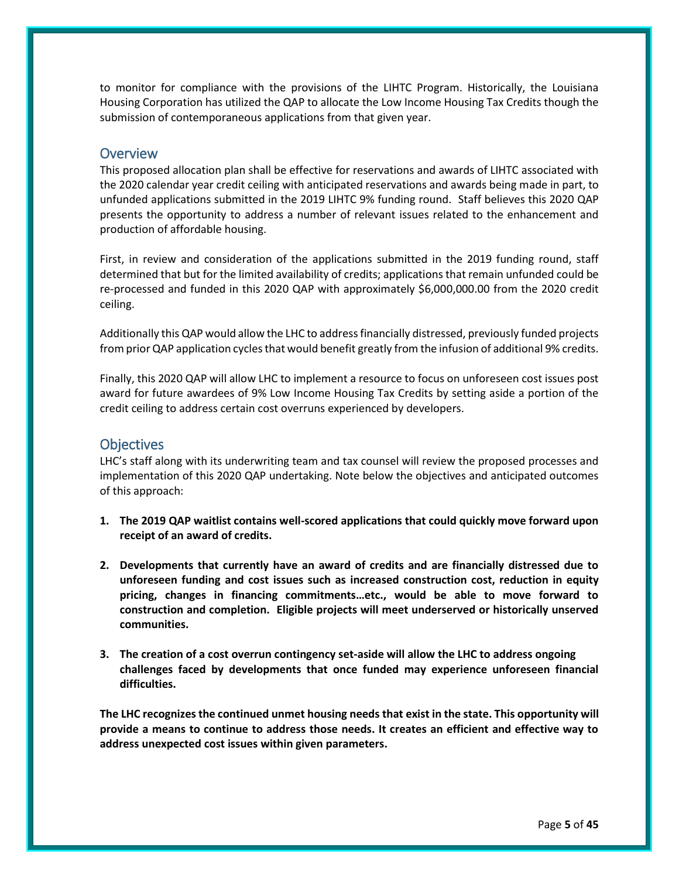to monitor for compliance with the provisions of the LIHTC Program. Historically, the Louisiana Housing Corporation has utilized the QAP to allocate the Low Income Housing Tax Credits though the submission of contemporaneous applications from that given year.

## Overview

This proposed allocation plan shall be effective for reservations and awards of LIHTC associated with the 2020 calendar year credit ceiling with anticipated reservations and awards being made in part, to unfunded applications submitted in the 2019 LIHTC 9% funding round. Staff believes this 2020 QAP presents the opportunity to address a number of relevant issues related to the enhancement and production of affordable housing.

First, in review and consideration of the applications submitted in the 2019 funding round, staff determined that but for the limited availability of credits; applications that remain unfunded could be re-processed and funded in this 2020 QAP with approximately $6,000,000.00 from the 2020 credit ceiling.

Additionally this QAP would allow the LHC to address financially distressed, previously funded projects from prior QAP application cycles that would benefit greatly from the infusion of additional 9% credits.

Finally, this 2020 QAP will allow LHC to implement a resource to focus on unforeseen cost issues post award for future awardees of 9% Low Income Housing Tax Credits by setting aside a portion of the credit ceiling to address certain cost overruns experienced by developers.

## Objectives

LHC's staff along with its underwriting team and tax counsel will review the proposed processes and implementation of this 2020 QAP undertaking. Note below the objectives and anticipated outcomes of this approach:

1. **The 2019 QAP waitlist contains well-scored applications that could quickly move forward upon receipt of an award of credits.**

2. **Developments that currently have an award of credits and are financially distressed due to unforeseen funding and cost issues such as increased construction cost, reduction in equity pricing, changes in financing commitments…etc., would be able to move forward to construction and completion. Eligible projects will meet underserved or historically unserved communities.**

3. **The creation of a cost overrun contingency set-aside will allow the LHC to address ongoing challenges faced by developments that once funded may experience unforeseen financial difficulties.**

**The LHC recognizes the continued unmet housing needs that exist in the state. This opportunity will provide a means to continue to address those needs. It creates an efficient and effective way to address unexpected cost issues within given parameters.**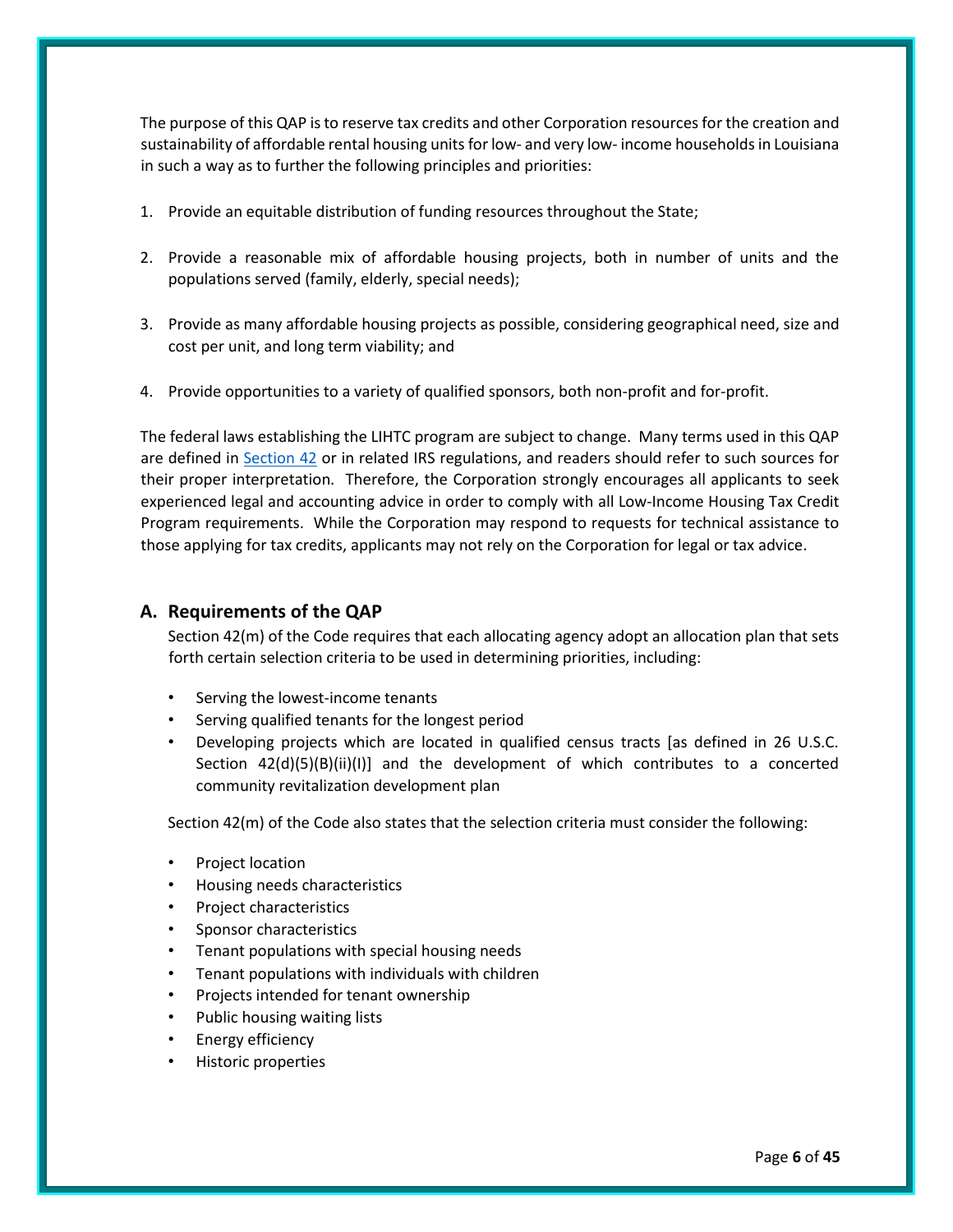The purpose of this QAP is to reserve tax credits and other Corporation resources for the creation and sustainability of affordable rental housing units for low- and very low- income households in Louisiana in such a way as to further the following principles and priorities:

1. Provide an equitable distribution of funding resources throughout the State;

2. Provide a reasonable mix of affordable housing projects, both in number of units and the populations served (family, elderly, special needs);

3. Provide as many affordable housing projects as possible, considering geographical need, size and cost per unit, and long term viability; and

4. Provide opportunities to a variety of qualified sponsors, both non-profit and for-profit.

The federal laws establishing the LIHTC program are subject to change. Many terms used in this QAP are defined in Section 42 or in related IRS regulations, and readers should refer to such sources for their proper interpretation. Therefore, the Corporation strongly encourages all applicants to seek experienced legal and accounting advice in order to comply with all Low-Income Housing Tax Credit Program requirements. While the Corporation may respond to requests for technical assistance to those applying for tax credits, applicants may not rely on the Corporation for legal or tax advice.

## A. Requirements of the QAP

Section 42(m) of the Code requires that each allocating agency adopt an allocation plan that sets forth certain selection criteria to be used in determining priorities, including:

- Serving the lowest-income tenants
- Serving qualified tenants for the longest period
- Developing projects which are located in qualified census tracts [as defined in 26 U.S.C. Section 42(d)(5)(B)(ii)(I)] and the development of which contributes to a concerted community revitalization development plan

Section 42(m) of the Code also states that the selection criteria must consider the following:

- Project location
- Housing needs characteristics
- Project characteristics
- Sponsor characteristics
- Tenant populations with special housing needs
- Tenant populations with individuals with children
- Projects intended for tenant ownership
- Public housing waiting lists
- Energy efficiency
- Historic properties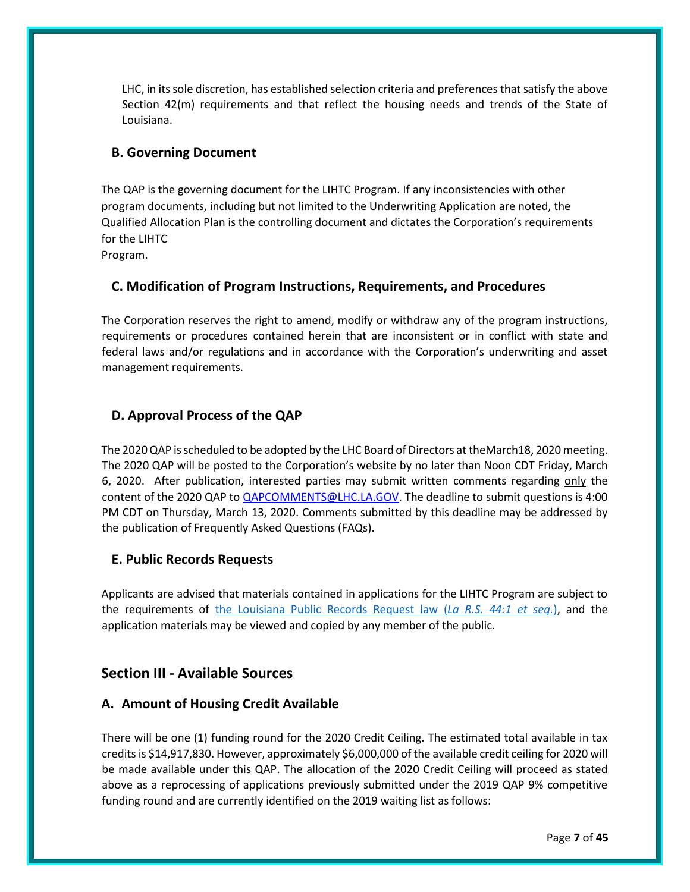LHC, in its sole discretion, has established selection criteria and preferences that satisfy the above Section 42(m) requirements and that reflect the housing needs and trends of the State of Louisiana.

### B. Governing Document

The QAP is the governing document for the LIHTC Program. If any inconsistencies with other program documents, including but not limited to the Underwriting Application are noted, the Qualified Allocation Plan is the controlling document and dictates the Corporation's requirements for the LIHTC
Program.

### C. Modification of Program Instructions, Requirements, and Procedures

The Corporation reserves the right to amend, modify or withdraw any of the program instructions, requirements or procedures contained herein that are inconsistent or in conflict with state and federal laws and/or regulations and in accordance with the Corporation's underwriting and asset management requirements.

### D. Approval Process of the QAP

The 2020 QAP is scheduled to be adopted by the LHC Board of Directors at theMarch18, 2020 meeting. The 2020 QAP will be posted to the Corporation's website by no later than Noon CDT Friday, March 6, 2020. After publication, interested parties may submit written comments regarding only the content of the 2020 QAP to QAPCOMMENTS@LHC.LA.GOV. The deadline to submit questions is 4:00 PM CDT on Thursday, March 13, 2020. Comments submitted by this deadline may be addressed by the publication of Frequently Asked Questions (FAQs).

### E. Public Records Requests

Applicants are advised that materials contained in applications for the LIHTC Program are subject to the requirements of the Louisiana Public Records Request law (*La R.S. 44:1 et seq.*), and the application materials may be viewed and copied by any member of the public.

## Section III - Available Sources

### A. Amount of Housing Credit Available

There will be one (1) funding round for the 2020 Credit Ceiling. The estimated total available in tax credits is $14,917,830. However, approximately $6,000,000 of the available credit ceiling for 2020 will be made available under this QAP. The allocation of the 2020 Credit Ceiling will proceed as stated above as a reprocessing of applications previously submitted under the 2019 QAP 9% competitive funding round and are currently identified on the 2019 waiting list as follows: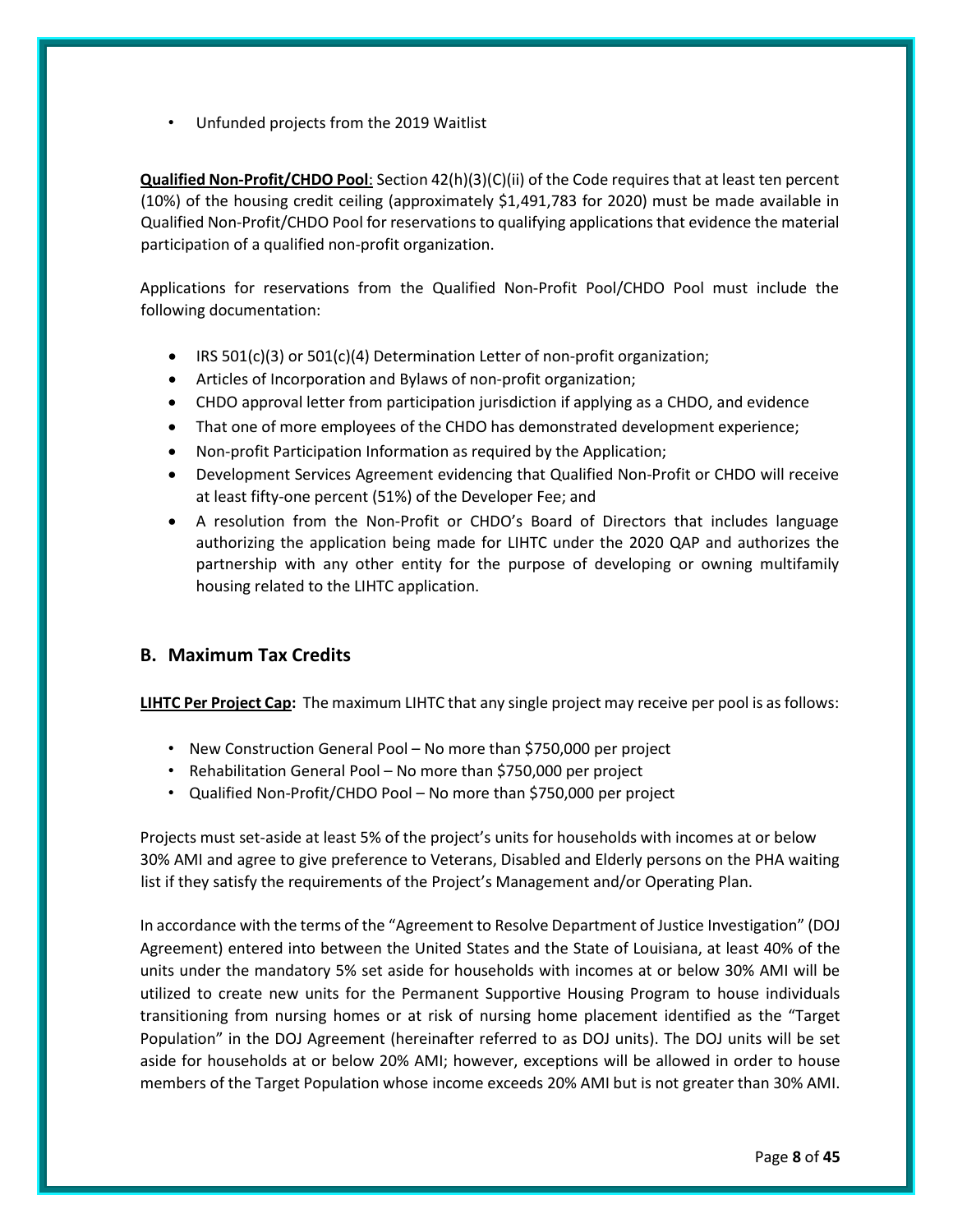- Unfunded projects from the 2019 Waitlist

**Qualified Non-Profit/CHDO Pool**: Section 42(h)(3)(C)(ii) of the Code requires that at least ten percent (10%) of the housing credit ceiling (approximately $1,491,783 for 2020) must be made available in Qualified Non-Profit/CHDO Pool for reservations to qualifying applications that evidence the material participation of a qualified non-profit organization.

Applications for reservations from the Qualified Non-Profit Pool/CHDO Pool must include the following documentation:

- IRS 501(c)(3) or 501(c)(4) Determination Letter of non-profit organization;
- Articles of Incorporation and Bylaws of non-profit organization;
- CHDO approval letter from participation jurisdiction if applying as a CHDO, and evidence
- That one of more employees of the CHDO has demonstrated development experience;
- Non-profit Participation Information as required by the Application;
- Development Services Agreement evidencing that Qualified Non-Profit or CHDO will receive at least fifty-one percent (51%) of the Developer Fee; and
- A resolution from the Non-Profit or CHDO's Board of Directors that includes language authorizing the application being made for LIHTC under the 2020 QAP and authorizes the partnership with any other entity for the purpose of developing or owning multifamily housing related to the LIHTC application.

## B. Maximum Tax Credits

**LIHTC Per Project Cap:** The maximum LIHTC that any single project may receive per pool is as follows:

- New Construction General Pool – No more than $750,000 per project
- Rehabilitation General Pool – No more than $750,000 per project
- Qualified Non-Profit/CHDO Pool – No more than $750,000 per project

Projects must set-aside at least 5% of the project's units for households with incomes at or below 30% AMI and agree to give preference to Veterans, Disabled and Elderly persons on the PHA waiting list if they satisfy the requirements of the Project's Management and/or Operating Plan.

In accordance with the terms of the "Agreement to Resolve Department of Justice Investigation" (DOJ Agreement) entered into between the United States and the State of Louisiana, at least 40% of the units under the mandatory 5% set aside for households with incomes at or below 30% AMI will be utilized to create new units for the Permanent Supportive Housing Program to house individuals transitioning from nursing homes or at risk of nursing home placement identified as the "Target Population" in the DOJ Agreement (hereinafter referred to as DOJ units). The DOJ units will be set aside for households at or below 20% AMI; however, exceptions will be allowed in order to house members of the Target Population whose income exceeds 20% AMI but is not greater than 30% AMI.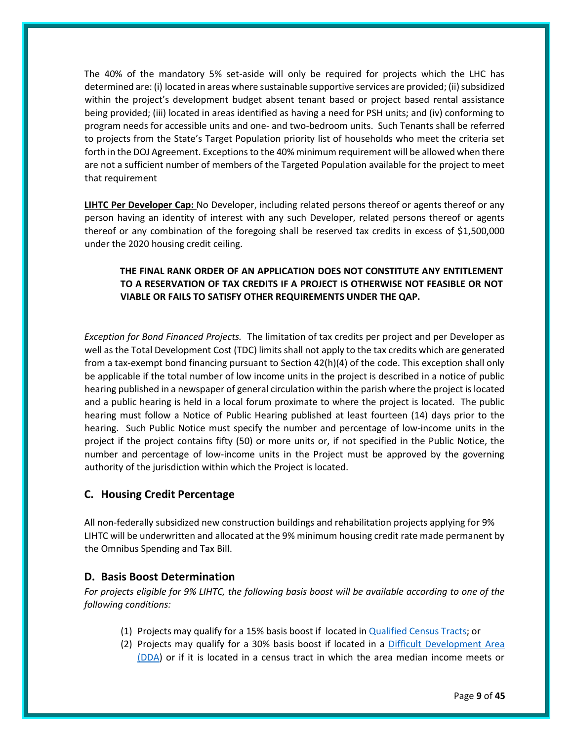The 40% of the mandatory 5% set-aside will only be required for projects which the LHC has determined are: (i) located in areas where sustainable supportive services are provided; (ii) subsidized within the project's development budget absent tenant based or project based rental assistance being provided; (iii) located in areas identified as having a need for PSH units; and (iv) conforming to program needs for accessible units and one- and two-bedroom units. Such Tenants shall be referred to projects from the State's Target Population priority list of households who meet the criteria set forth in the DOJ Agreement. Exceptions to the 40% minimum requirement will be allowed when there are not a sufficient number of members of the Targeted Population available for the project to meet that requirement

**LIHTC Per Developer Cap:** No Developer, including related persons thereof or agents thereof or any person having an identity of interest with any such Developer, related persons thereof or agents thereof or any combination of the foregoing shall be reserved tax credits in excess of $1,500,000 under the 2020 housing credit ceiling.

> **THE FINAL RANK ORDER OF AN APPLICATION DOES NOT CONSTITUTE ANY ENTITLEMENT TO A RESERVATION OF TAX CREDITS IF A PROJECT IS OTHERWISE NOT FEASIBLE OR NOT VIABLE OR FAILS TO SATISFY OTHER REQUIREMENTS UNDER THE QAP.**

*Exception for Bond Financed Projects.* The limitation of tax credits per project and per Developer as well as the Total Development Cost (TDC) limits shall not apply to the tax credits which are generated from a tax-exempt bond financing pursuant to Section 42(h)(4) of the code. This exception shall only be applicable if the total number of low income units in the project is described in a notice of public hearing published in a newspaper of general circulation within the parish where the project is located and a public hearing is held in a local forum proximate to where the project is located. The public hearing must follow a Notice of Public Hearing published at least fourteen (14) days prior to the hearing. Such Public Notice must specify the number and percentage of low-income units in the project if the project contains fifty (50) or more units or, if not specified in the Public Notice, the number and percentage of low-income units in the Project must be approved by the governing authority of the jurisdiction within which the Project is located.

## C. Housing Credit Percentage

All non-federally subsidized new construction buildings and rehabilitation projects applying for 9% LIHTC will be underwritten and allocated at the 9% minimum housing credit rate made permanent by the Omnibus Spending and Tax Bill.

## D. Basis Boost Determination

*For projects eligible for 9% LIHTC, the following basis boost will be available according to one of the following conditions:*

(1) Projects may qualify for a 15% basis boost if located in Qualified Census Tracts; or

(2) Projects may qualify for a 30% basis boost if located in a Difficult Development Area (DDA) or if it is located in a census tract in which the area median income meets or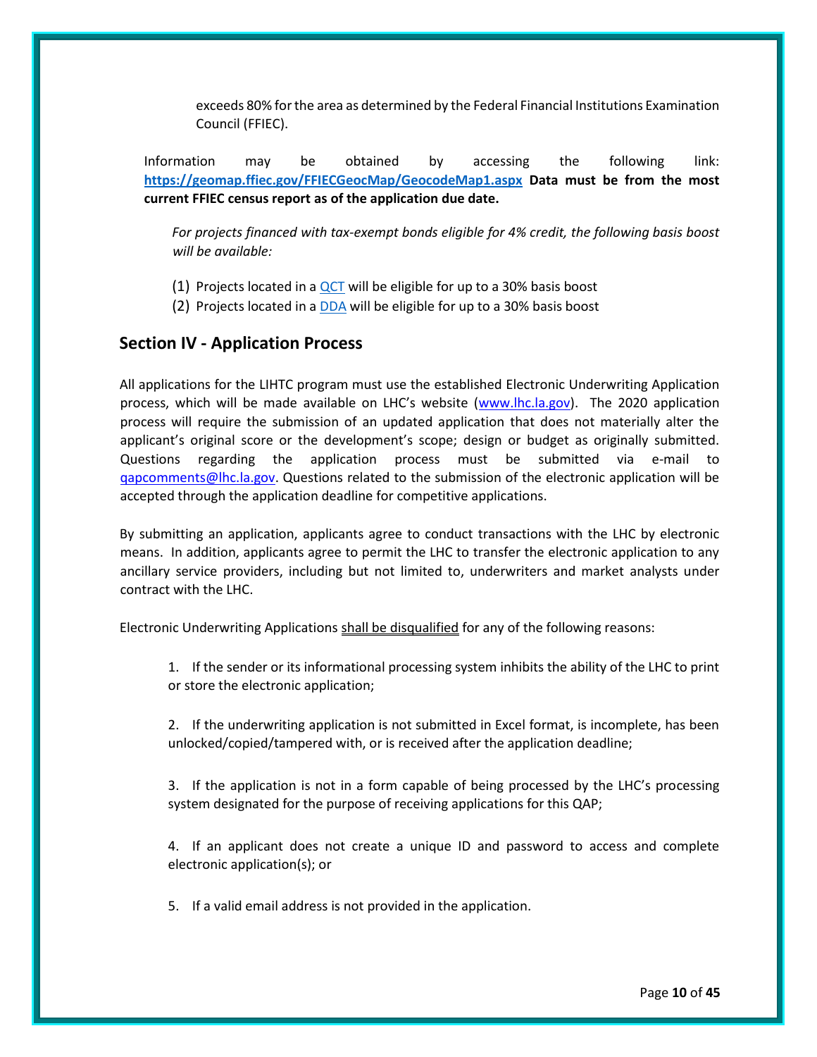exceeds 80% for the area as determined by the Federal Financial Institutions Examination Council (FFIEC).

Information may be obtained by accessing the following link: **https://geomap.ffiec.gov/FFIECGeocMap/GeocodeMap1.aspx** **Data must be from the most current FFIEC census report as of the application due date.**

*For projects financed with tax-exempt bonds eligible for 4% credit, the following basis boost will be available:*

(1) Projects located in a QCT will be eligible for up to a 30% basis boost
(2) Projects located in a DDA will be eligible for up to a 30% basis boost

## Section IV - Application Process

All applications for the LIHTC program must use the established Electronic Underwriting Application process, which will be made available on LHC's website (www.lhc.la.gov). The 2020 application process will require the submission of an updated application that does not materially alter the applicant's original score or the development's scope; design or budget as originally submitted. Questions regarding the application process must be submitted via e-mail to qapcomments@lhc.la.gov. Questions related to the submission of the electronic application will be accepted through the application deadline for competitive applications.

By submitting an application, applicants agree to conduct transactions with the LHC by electronic means. In addition, applicants agree to permit the LHC to transfer the electronic application to any ancillary service providers, including but not limited to, underwriters and market analysts under contract with the LHC.

Electronic Underwriting Applications shall be disqualified for any of the following reasons:

1. If the sender or its informational processing system inhibits the ability of the LHC to print or store the electronic application;

2. If the underwriting application is not submitted in Excel format, is incomplete, has been unlocked/copied/tampered with, or is received after the application deadline;

3. If the application is not in a form capable of being processed by the LHC's processing system designated for the purpose of receiving applications for this QAP;

4. If an applicant does not create a unique ID and password to access and complete electronic application(s); or

5. If a valid email address is not provided in the application.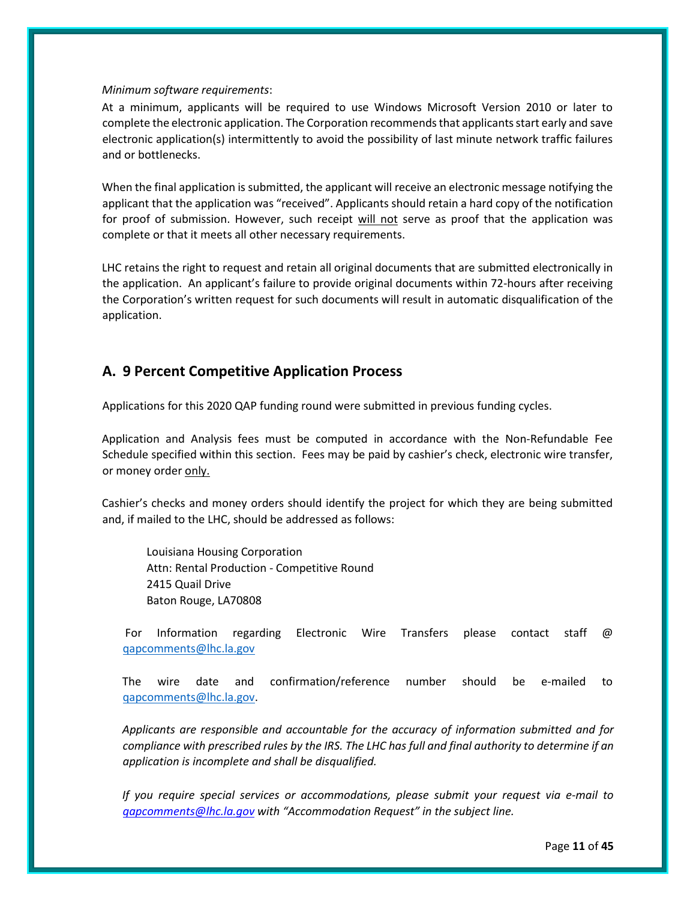*Minimum software requirements*:

At a minimum, applicants will be required to use Windows Microsoft Version 2010 or later to complete the electronic application. The Corporation recommends that applicants start early and save electronic application(s) intermittently to avoid the possibility of last minute network traffic failures and or bottlenecks.

When the final application is submitted, the applicant will receive an electronic message notifying the applicant that the application was "received". Applicants should retain a hard copy of the notification for proof of submission. However, such receipt <u>will not</u> serve as proof that the application was complete or that it meets all other necessary requirements.

LHC retains the right to request and retain all original documents that are submitted electronically in the application. An applicant's failure to provide original documents within 72-hours after receiving the Corporation's written request for such documents will result in automatic disqualification of the application.

## A. 9 Percent Competitive Application Process

Applications for this 2020 QAP funding round were submitted in previous funding cycles.

Application and Analysis fees must be computed in accordance with the Non-Refundable Fee Schedule specified within this section. Fees may be paid by cashier's check, electronic wire transfer, or money order <u>only.</u>

Cashier's checks and money orders should identify the project for which they are being submitted and, if mailed to the LHC, should be addressed as follows:

> Louisiana Housing Corporation
> Attn: Rental Production - Competitive Round
> 2415 Quail Drive
> Baton Rouge, LA70808

For Information regarding Electronic Wire Transfers please contact staff @ qapcomments@lhc.la.gov

The wire date and confirmation/reference number should be e-mailed to qapcomments@lhc.la.gov.

*Applicants are responsible and accountable for the accuracy of information submitted and for compliance with prescribed rules by the IRS. The LHC has full and final authority to determine if an application is incomplete and shall be disqualified.*

*If you require special services or accommodations, please submit your request via e-mail to qapcomments@lhc.la.gov with "Accommodation Request" in the subject line.*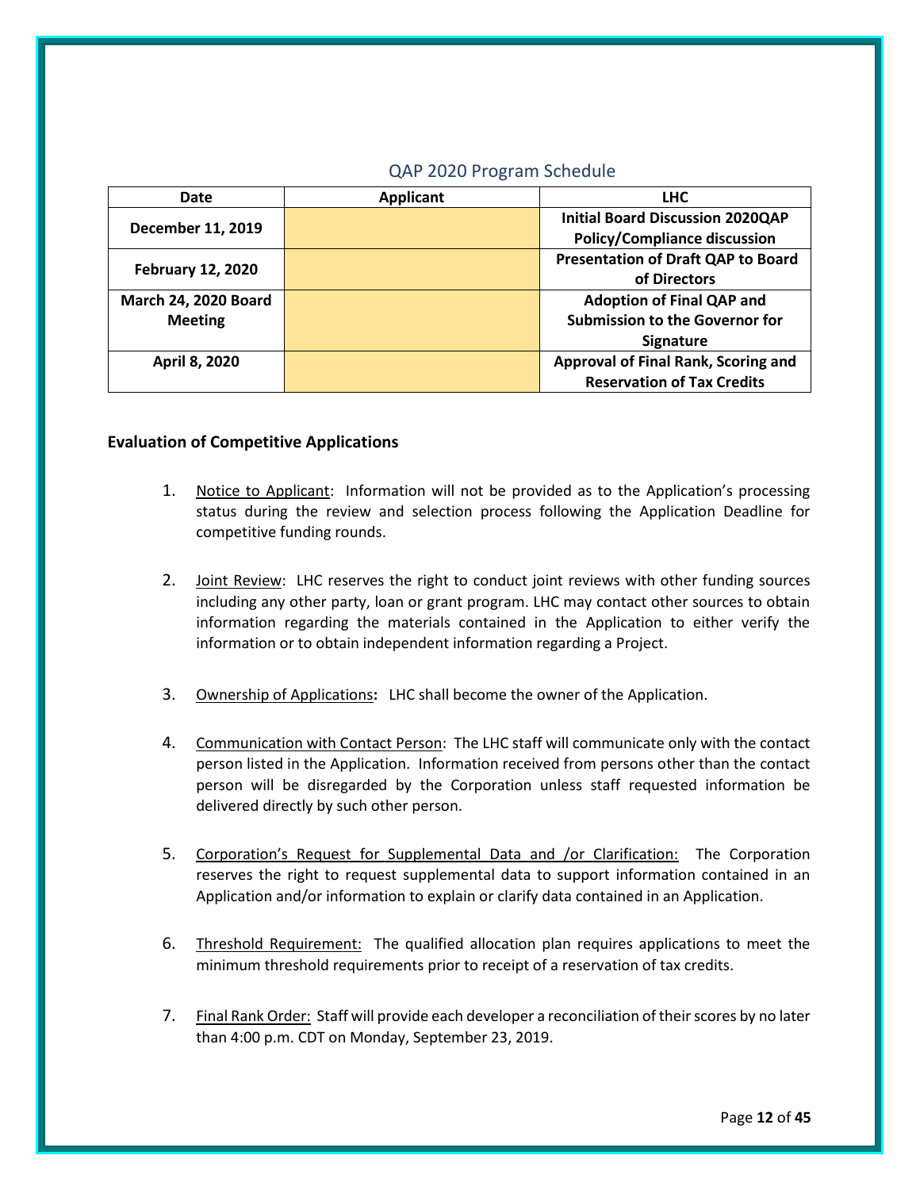## QAP 2020 Program Schedule

| Date | Applicant | LHC |
|---|---|---|
| **December 11, 2019** | | **Initial Board Discussion 2020QAP Policy/Compliance discussion** |
| **February 12, 2020** | | **Presentation of Draft QAP to Board of Directors** |
| **March 24, 2020 Board Meeting** | | **Adoption of Final QAP and Submission to the Governor for Signature** |
| **April 8, 2020** | | **Approval of Final Rank, Scoring and Reservation of Tax Credits** |

### Evaluation of Competitive Applications

1. Notice to Applicant: Information will not be provided as to the Application's processing status during the review and selection process following the Application Deadline for competitive funding rounds.

2. Joint Review: LHC reserves the right to conduct joint reviews with other funding sources including any other party, loan or grant program. LHC may contact other sources to obtain information regarding the materials contained in the Application to either verify the information or to obtain independent information regarding a Project.

3. Ownership of Applications**:** LHC shall become the owner of the Application.

4. Communication with Contact Person: The LHC staff will communicate only with the contact person listed in the Application. Information received from persons other than the contact person will be disregarded by the Corporation unless staff requested information be delivered directly by such other person.

5. Corporation's Request for Supplemental Data and /or Clarification: The Corporation reserves the right to request supplemental data to support information contained in an Application and/or information to explain or clarify data contained in an Application.

6. Threshold Requirement: The qualified allocation plan requires applications to meet the minimum threshold requirements prior to receipt of a reservation of tax credits.

7. Final Rank Order: Staff will provide each developer a reconciliation of their scores by no later than 4:00 p.m. CDT on Monday, September 23, 2019.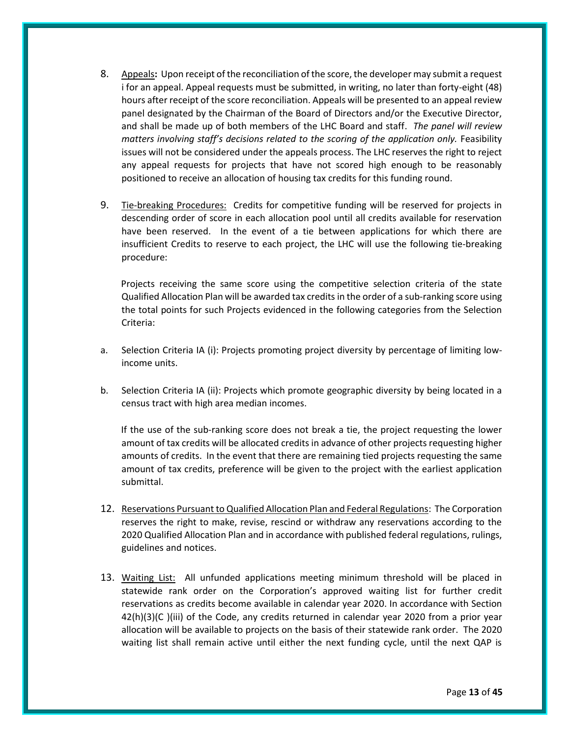8. Appeals**:** Upon receipt of the reconciliation of the score, the developer may submit a request i for an appeal. Appeal requests must be submitted, in writing, no later than forty-eight (48) hours after receipt of the score reconciliation. Appeals will be presented to an appeal review panel designated by the Chairman of the Board of Directors and/or the Executive Director, and shall be made up of both members of the LHC Board and staff. *The panel will review matters involving staff's decisions related to the scoring of the application only.* Feasibility issues will not be considered under the appeals process. The LHC reserves the right to reject any appeal requests for projects that have not scored high enough to be reasonably positioned to receive an allocation of housing tax credits for this funding round.

9. Tie-breaking Procedures: Credits for competitive funding will be reserved for projects in descending order of score in each allocation pool until all credits available for reservation have been reserved. In the event of a tie between applications for which there are insufficient Credits to reserve to each project, the LHC will use the following tie-breaking procedure:

   Projects receiving the same score using the competitive selection criteria of the state Qualified Allocation Plan will be awarded tax credits in the order of a sub-ranking score using the total points for such Projects evidenced in the following categories from the Selection Criteria:

a. Selection Criteria IA (i): Projects promoting project diversity by percentage of limiting low-income units.

b. Selection Criteria IA (ii): Projects which promote geographic diversity by being located in a census tract with high area median incomes.

   If the use of the sub-ranking score does not break a tie, the project requesting the lower amount of tax credits will be allocated credits in advance of other projects requesting higher amounts of credits. In the event that there are remaining tied projects requesting the same amount of tax credits, preference will be given to the project with the earliest application submittal.

12. Reservations Pursuant to Qualified Allocation Plan and Federal Regulations: The Corporation reserves the right to make, revise, rescind or withdraw any reservations according to the 2020 Qualified Allocation Plan and in accordance with published federal regulations, rulings, guidelines and notices.

13. Waiting List: All unfunded applications meeting minimum threshold will be placed in statewide rank order on the Corporation's approved waiting list for further credit reservations as credits become available in calendar year 2020. In accordance with Section 42(h)(3)(C )(iii) of the Code, any credits returned in calendar year 2020 from a prior year allocation will be available to projects on the basis of their statewide rank order. The 2020 waiting list shall remain active until either the next funding cycle, until the next QAP is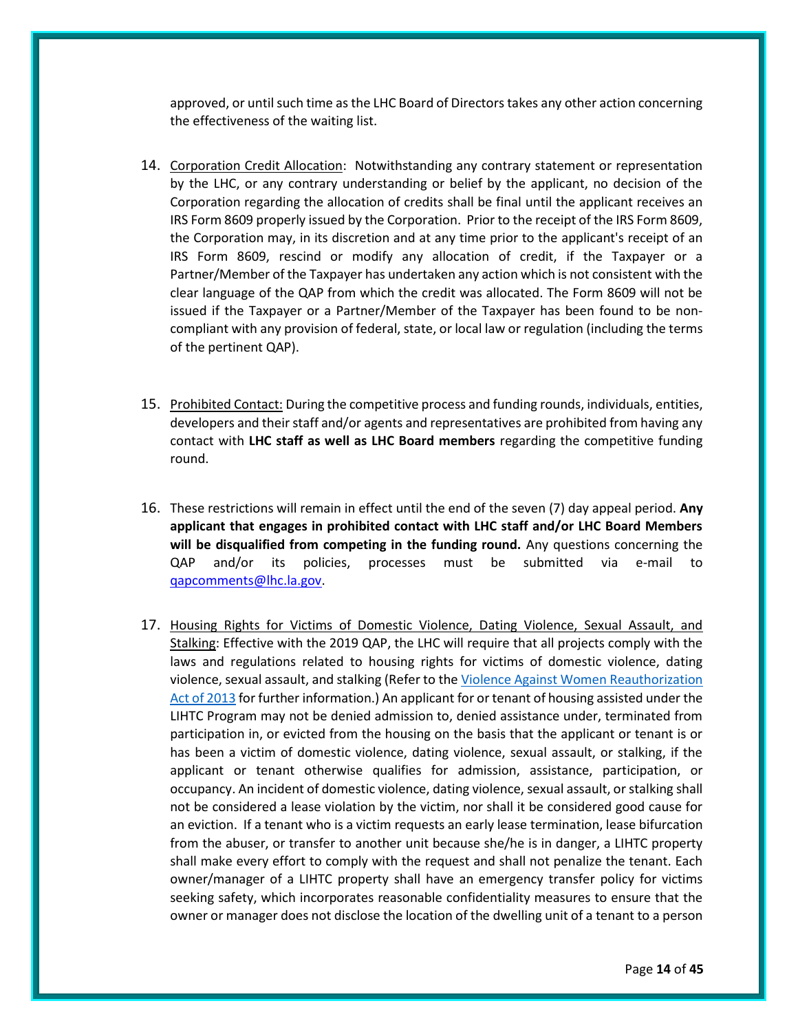approved, or until such time as the LHC Board of Directors takes any other action concerning the effectiveness of the waiting list.

14. Corporation Credit Allocation: Notwithstanding any contrary statement or representation by the LHC, or any contrary understanding or belief by the applicant, no decision of the Corporation regarding the allocation of credits shall be final until the applicant receives an IRS Form 8609 properly issued by the Corporation. Prior to the receipt of the IRS Form 8609, the Corporation may, in its discretion and at any time prior to the applicant's receipt of an IRS Form 8609, rescind or modify any allocation of credit, if the Taxpayer or a Partner/Member of the Taxpayer has undertaken any action which is not consistent with the clear language of the QAP from which the credit was allocated. The Form 8609 will not be issued if the Taxpayer or a Partner/Member of the Taxpayer has been found to be non-compliant with any provision of federal, state, or local law or regulation (including the terms of the pertinent QAP).

15. Prohibited Contact: During the competitive process and funding rounds, individuals, entities, developers and their staff and/or agents and representatives are prohibited from having any contact with **LHC staff as well as LHC Board members** regarding the competitive funding round.

16. These restrictions will remain in effect until the end of the seven (7) day appeal period. **Any applicant that engages in prohibited contact with LHC staff and/or LHC Board Members will be disqualified from competing in the funding round.** Any questions concerning the QAP and/or its policies, processes must be submitted via e-mail to qapcomments@lhc.la.gov.

17. Housing Rights for Victims of Domestic Violence, Dating Violence, Sexual Assault, and Stalking: Effective with the 2019 QAP, the LHC will require that all projects comply with the laws and regulations related to housing rights for victims of domestic violence, dating violence, sexual assault, and stalking (Refer to the Violence Against Women Reauthorization Act of 2013 for further information.) An applicant for or tenant of housing assisted under the LIHTC Program may not be denied admission to, denied assistance under, terminated from participation in, or evicted from the housing on the basis that the applicant or tenant is or has been a victim of domestic violence, dating violence, sexual assault, or stalking, if the applicant or tenant otherwise qualifies for admission, assistance, participation, or occupancy. An incident of domestic violence, dating violence, sexual assault, or stalking shall not be considered a lease violation by the victim, nor shall it be considered good cause for an eviction. If a tenant who is a victim requests an early lease termination, lease bifurcation from the abuser, or transfer to another unit because she/he is in danger, a LIHTC property shall make every effort to comply with the request and shall not penalize the tenant. Each owner/manager of a LIHTC property shall have an emergency transfer policy for victims seeking safety, which incorporates reasonable confidentiality measures to ensure that the owner or manager does not disclose the location of the dwelling unit of a tenant to a person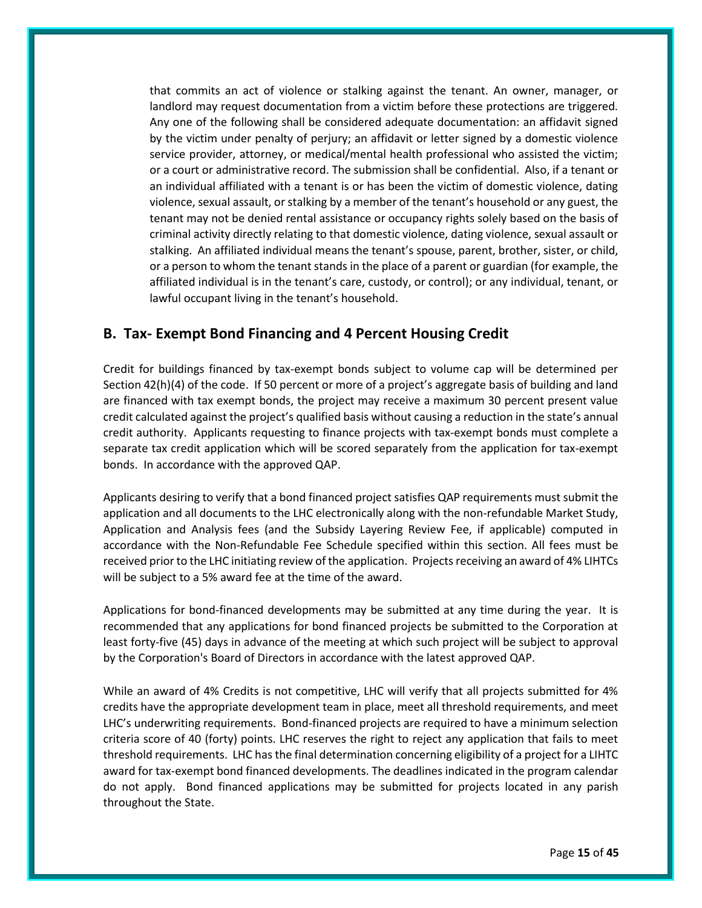that commits an act of violence or stalking against the tenant. An owner, manager, or landlord may request documentation from a victim before these protections are triggered. Any one of the following shall be considered adequate documentation: an affidavit signed by the victim under penalty of perjury; an affidavit or letter signed by a domestic violence service provider, attorney, or medical/mental health professional who assisted the victim; or a court or administrative record. The submission shall be confidential. Also, if a tenant or an individual affiliated with a tenant is or has been the victim of domestic violence, dating violence, sexual assault, or stalking by a member of the tenant's household or any guest, the tenant may not be denied rental assistance or occupancy rights solely based on the basis of criminal activity directly relating to that domestic violence, dating violence, sexual assault or stalking. An affiliated individual means the tenant's spouse, parent, brother, sister, or child, or a person to whom the tenant stands in the place of a parent or guardian (for example, the affiliated individual is in the tenant's care, custody, or control); or any individual, tenant, or lawful occupant living in the tenant's household.

## B. Tax- Exempt Bond Financing and 4 Percent Housing Credit

Credit for buildings financed by tax-exempt bonds subject to volume cap will be determined per Section 42(h)(4) of the code. If 50 percent or more of a project's aggregate basis of building and land are financed with tax exempt bonds, the project may receive a maximum 30 percent present value credit calculated against the project's qualified basis without causing a reduction in the state's annual credit authority. Applicants requesting to finance projects with tax-exempt bonds must complete a separate tax credit application which will be scored separately from the application for tax-exempt bonds. In accordance with the approved QAP.

Applicants desiring to verify that a bond financed project satisfies QAP requirements must submit the application and all documents to the LHC electronically along with the non-refundable Market Study, Application and Analysis fees (and the Subsidy Layering Review Fee, if applicable) computed in accordance with the Non-Refundable Fee Schedule specified within this section. All fees must be received prior to the LHC initiating review of the application. Projects receiving an award of 4% LIHTCs will be subject to a 5% award fee at the time of the award.

Applications for bond-financed developments may be submitted at any time during the year. It is recommended that any applications for bond financed projects be submitted to the Corporation at least forty-five (45) days in advance of the meeting at which such project will be subject to approval by the Corporation's Board of Directors in accordance with the latest approved QAP.

While an award of 4% Credits is not competitive, LHC will verify that all projects submitted for 4% credits have the appropriate development team in place, meet all threshold requirements, and meet LHC's underwriting requirements. Bond-financed projects are required to have a minimum selection criteria score of 40 (forty) points. LHC reserves the right to reject any application that fails to meet threshold requirements. LHC has the final determination concerning eligibility of a project for a LIHTC award for tax-exempt bond financed developments. The deadlines indicated in the program calendar do not apply. Bond financed applications may be submitted for projects located in any parish throughout the State.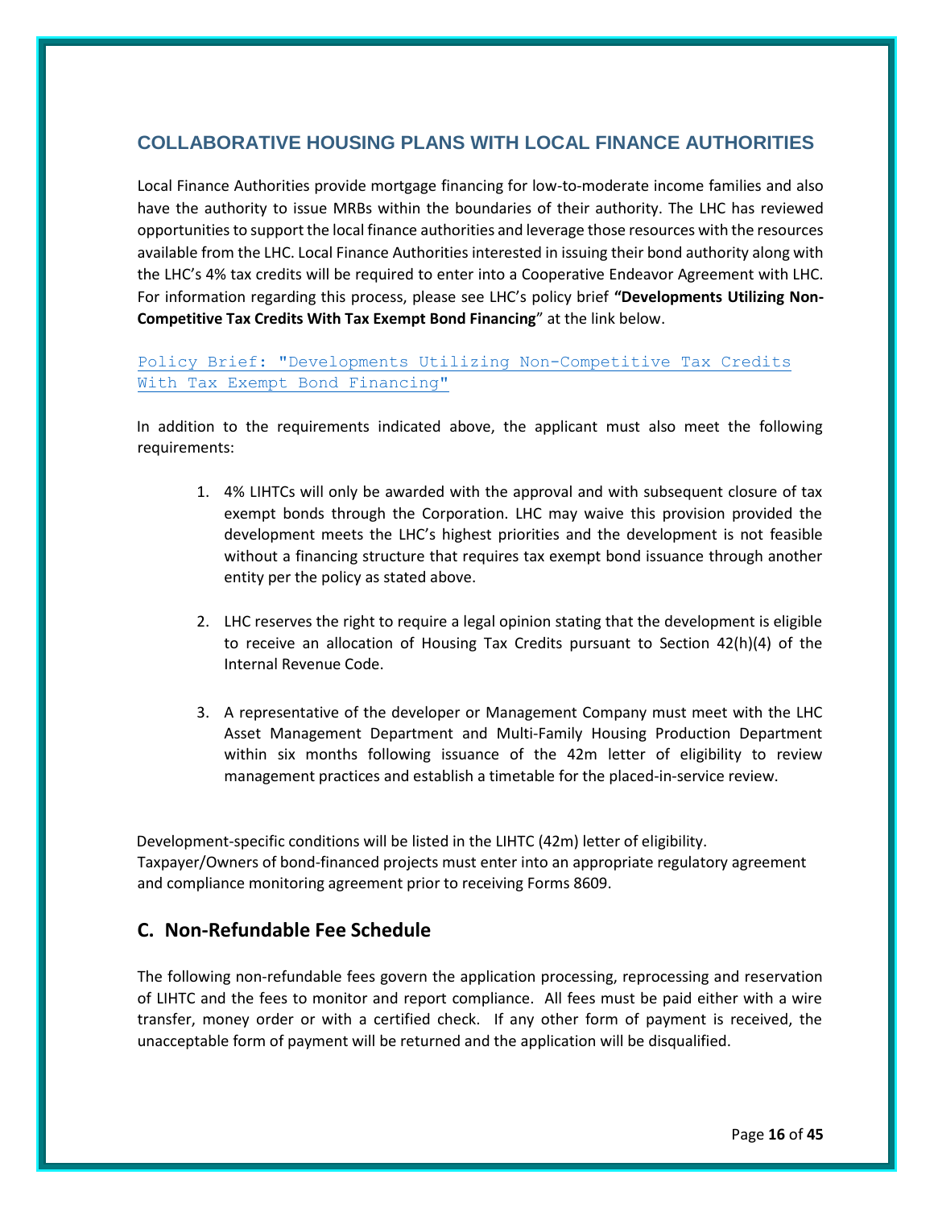## COLLABORATIVE HOUSING PLANS WITH LOCAL FINANCE AUTHORITIES

Local Finance Authorities provide mortgage financing for low-to-moderate income families and also have the authority to issue MRBs within the boundaries of their authority. The LHC has reviewed opportunities to support the local finance authorities and leverage those resources with the resources available from the LHC. Local Finance Authorities interested in issuing their bond authority along with the LHC's 4% tax credits will be required to enter into a Cooperative Endeavor Agreement with LHC. For information regarding this process, please see LHC's policy brief **"Developments Utilizing Non-Competitive Tax Credits With Tax Exempt Bond Financing**" at the link below.

Policy Brief: "Developments Utilizing Non-Competitive Tax Credits With Tax Exempt Bond Financing"

In addition to the requirements indicated above, the applicant must also meet the following requirements:

1. 4% LIHTCs will only be awarded with the approval and with subsequent closure of tax exempt bonds through the Corporation. LHC may waive this provision provided the development meets the LHC's highest priorities and the development is not feasible without a financing structure that requires tax exempt bond issuance through another entity per the policy as stated above.

2. LHC reserves the right to require a legal opinion stating that the development is eligible to receive an allocation of Housing Tax Credits pursuant to Section 42(h)(4) of the Internal Revenue Code.

3. A representative of the developer or Management Company must meet with the LHC Asset Management Department and Multi-Family Housing Production Department within six months following issuance of the 42m letter of eligibility to review management practices and establish a timetable for the placed-in-service review.

Development-specific conditions will be listed in the LIHTC (42m) letter of eligibility. Taxpayer/Owners of bond-financed projects must enter into an appropriate regulatory agreement and compliance monitoring agreement prior to receiving Forms 8609.

## C. Non-Refundable Fee Schedule

The following non-refundable fees govern the application processing, reprocessing and reservation of LIHTC and the fees to monitor and report compliance. All fees must be paid either with a wire transfer, money order or with a certified check. If any other form of payment is received, the unacceptable form of payment will be returned and the application will be disqualified.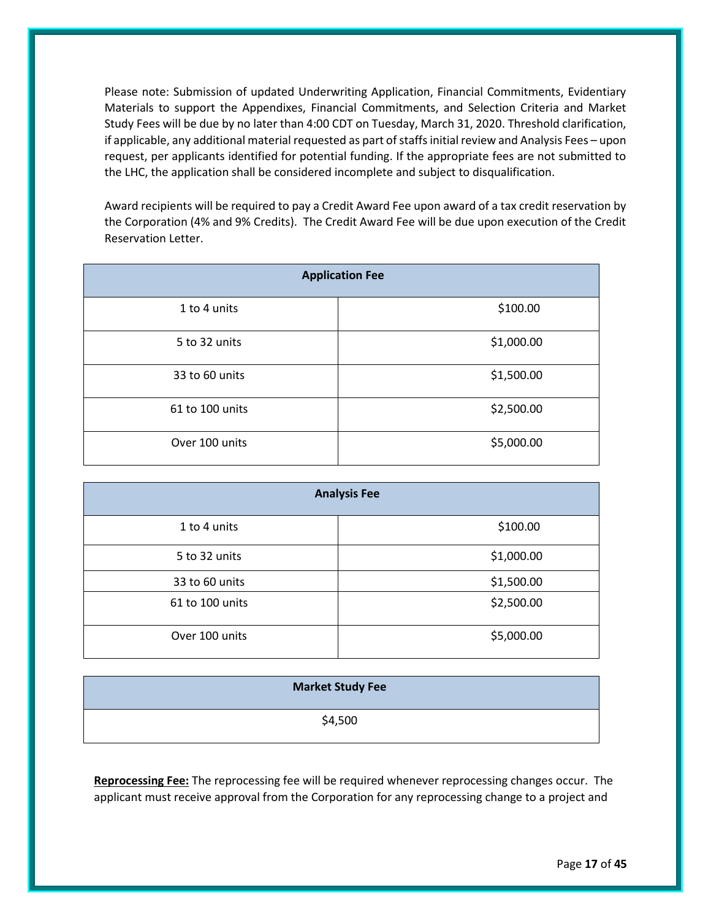Please note: Submission of updated Underwriting Application, Financial Commitments, Evidentiary Materials to support the Appendixes, Financial Commitments, and Selection Criteria and Market Study Fees will be due by no later than 4:00 CDT on Tuesday, March 31, 2020. Threshold clarification, if applicable, any additional material requested as part of staffs initial review and Analysis Fees – upon request, per applicants identified for potential funding. If the appropriate fees are not submitted to the LHC, the application shall be considered incomplete and subject to disqualification.

Award recipients will be required to pay a Credit Award Fee upon award of a tax credit reservation by the Corporation (4% and 9% Credits). The Credit Award Fee will be due upon execution of the Credit Reservation Letter.

| **Application Fee** | |
|---|---|
| 1 to 4 units | $100.00 |
| 5 to 32 units | $1,000.00 |
| 33 to 60 units | $1,500.00 |
| 61 to 100 units | $2,500.00 |
| Over 100 units | $5,000.00 |

| **Analysis Fee** | |
|---|---|
| 1 to 4 units | $100.00 |
| 5 to 32 units | $1,000.00 |
| 33 to 60 units | $1,500.00 |
| 61 to 100 units | $2,500.00 |
| Over 100 units | $5,000.00 |

| **Market Study Fee** |
|---|
| $4,500 |

**Reprocessing Fee:** The reprocessing fee will be required whenever reprocessing changes occur. The applicant must receive approval from the Corporation for any reprocessing change to a project and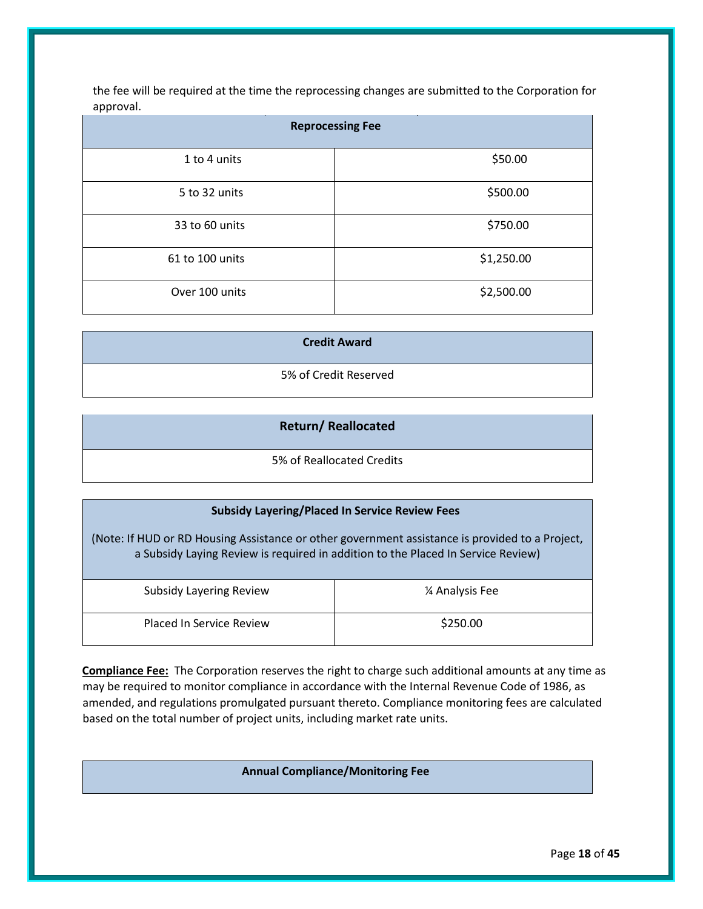the fee will be required at the time the reprocessing changes are submitted to the Corporation for approval.

| Reprocessing Fee | |
|---|---|
| 1 to 4 units | $50.00 |
| 5 to 32 units | $500.00 |
| 33 to 60 units | $750.00 |
| 61 to 100 units | $1,250.00 |
| Over 100 units | $2,500.00 |

| Credit Award |
|---|
| 5% of Credit Reserved |

| Return/ Reallocated |
|---|
| 5% of Reallocated Credits |

| Subsidy Layering/Placed In Service Review Fees (Note: If HUD or RD Housing Assistance or other government assistance is provided to a Project, a Subsidy Laying Review is required in addition to the Placed In Service Review) | |
|---|---|
| Subsidy Layering Review | ¼ Analysis Fee |
| Placed In Service Review | $250.00 |

**Compliance Fee:** The Corporation reserves the right to charge such additional amounts at any time as may be required to monitor compliance in accordance with the Internal Revenue Code of 1986, as amended, and regulations promulgated pursuant thereto. Compliance monitoring fees are calculated based on the total number of project units, including market rate units.

| Annual Compliance/Monitoring Fee |
|---|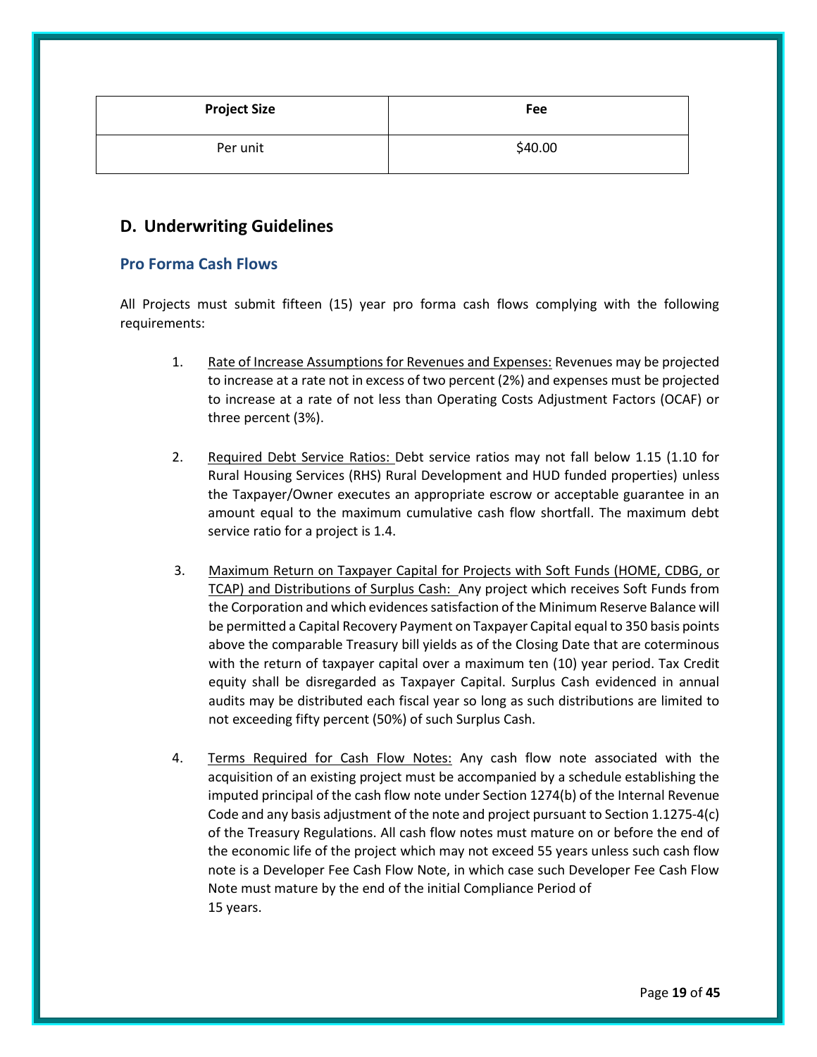| Project Size | Fee |
|---|---|
| Per unit | $40.00 |

## D. Underwriting Guidelines

### Pro Forma Cash Flows

All Projects must submit fifteen (15) year pro forma cash flows complying with the following requirements:

1. Rate of Increase Assumptions for Revenues and Expenses: Revenues may be projected to increase at a rate not in excess of two percent (2%) and expenses must be projected to increase at a rate of not less than Operating Costs Adjustment Factors (OCAF) or three percent (3%).

2. Required Debt Service Ratios: Debt service ratios may not fall below 1.15 (1.10 for Rural Housing Services (RHS) Rural Development and HUD funded properties) unless the Taxpayer/Owner executes an appropriate escrow or acceptable guarantee in an amount equal to the maximum cumulative cash flow shortfall. The maximum debt service ratio for a project is 1.4.

3. Maximum Return on Taxpayer Capital for Projects with Soft Funds (HOME, CDBG, or TCAP) and Distributions of Surplus Cash: Any project which receives Soft Funds from the Corporation and which evidences satisfaction of the Minimum Reserve Balance will be permitted a Capital Recovery Payment on Taxpayer Capital equal to 350 basis points above the comparable Treasury bill yields as of the Closing Date that are coterminous with the return of taxpayer capital over a maximum ten (10) year period. Tax Credit equity shall be disregarded as Taxpayer Capital. Surplus Cash evidenced in annual audits may be distributed each fiscal year so long as such distributions are limited to not exceeding fifty percent (50%) of such Surplus Cash.

4. Terms Required for Cash Flow Notes: Any cash flow note associated with the acquisition of an existing project must be accompanied by a schedule establishing the imputed principal of the cash flow note under Section 1274(b) of the Internal Revenue Code and any basis adjustment of the note and project pursuant to Section 1.1275-4(c) of the Treasury Regulations. All cash flow notes must mature on or before the end of the economic life of the project which may not exceed 55 years unless such cash flow note is a Developer Fee Cash Flow Note, in which case such Developer Fee Cash Flow Note must mature by the end of the initial Compliance Period of 15 years.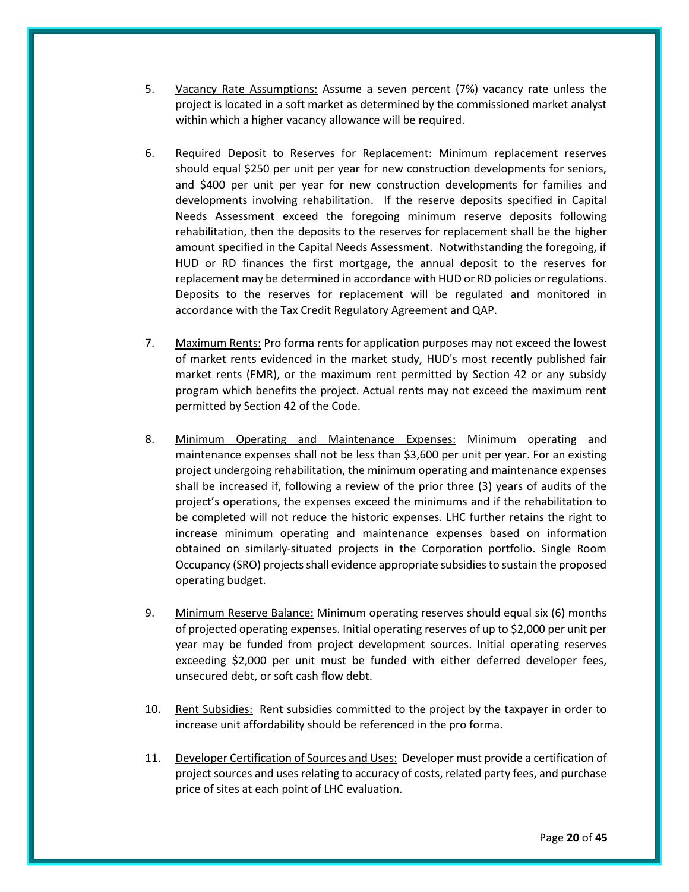5. <u>Vacancy Rate Assumptions:</u> Assume a seven percent (7%) vacancy rate unless the project is located in a soft market as determined by the commissioned market analyst within which a higher vacancy allowance will be required.

6. <u>Required Deposit to Reserves for Replacement:</u> Minimum replacement reserves should equal $250 per unit per year for new construction developments for seniors, and $400 per unit per year for new construction developments for families and developments involving rehabilitation. If the reserve deposits specified in Capital Needs Assessment exceed the foregoing minimum reserve deposits following rehabilitation, then the deposits to the reserves for replacement shall be the higher amount specified in the Capital Needs Assessment. Notwithstanding the foregoing, if HUD or RD finances the first mortgage, the annual deposit to the reserves for replacement may be determined in accordance with HUD or RD policies or regulations. Deposits to the reserves for replacement will be regulated and monitored in accordance with the Tax Credit Regulatory Agreement and QAP.

7. <u>Maximum Rents:</u> Pro forma rents for application purposes may not exceed the lowest of market rents evidenced in the market study, HUD's most recently published fair market rents (FMR), or the maximum rent permitted by Section 42 or any subsidy program which benefits the project. Actual rents may not exceed the maximum rent permitted by Section 42 of the Code.

8. <u>Minimum Operating and Maintenance Expenses:</u> Minimum operating and maintenance expenses shall not be less than $3,600 per unit per year. For an existing project undergoing rehabilitation, the minimum operating and maintenance expenses shall be increased if, following a review of the prior three (3) years of audits of the project's operations, the expenses exceed the minimums and if the rehabilitation to be completed will not reduce the historic expenses. LHC further retains the right to increase minimum operating and maintenance expenses based on information obtained on similarly-situated projects in the Corporation portfolio. Single Room Occupancy (SRO) projects shall evidence appropriate subsidies to sustain the proposed operating budget.

9. <u>Minimum Reserve Balance:</u> Minimum operating reserves should equal six (6) months of projected operating expenses. Initial operating reserves of up to $2,000 per unit per year may be funded from project development sources. Initial operating reserves exceeding $2,000 per unit must be funded with either deferred developer fees, unsecured debt, or soft cash flow debt.

10. <u>Rent Subsidies:</u> Rent subsidies committed to the project by the taxpayer in order to increase unit affordability should be referenced in the pro forma.

11. <u>Developer Certification of Sources and Uses:</u> Developer must provide a certification of project sources and uses relating to accuracy of costs, related party fees, and purchase price of sites at each point of LHC evaluation.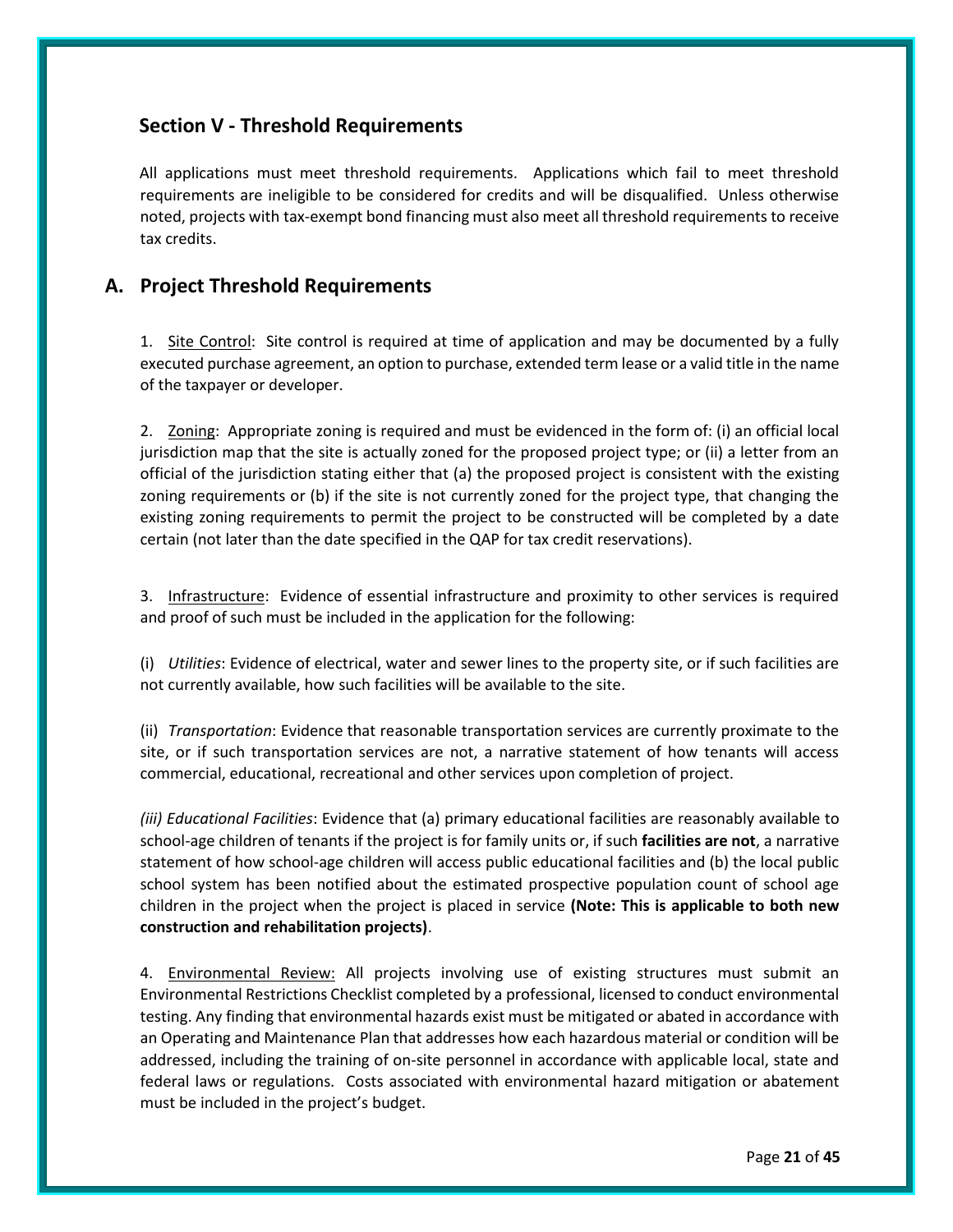## Section V - Threshold Requirements

All applications must meet threshold requirements. Applications which fail to meet threshold requirements are ineligible to be considered for credits and will be disqualified. Unless otherwise noted, projects with tax-exempt bond financing must also meet all threshold requirements to receive tax credits.

## A. Project Threshold Requirements

1. Site Control: Site control is required at time of application and may be documented by a fully executed purchase agreement, an option to purchase, extended term lease or a valid title in the name of the taxpayer or developer.

2. Zoning: Appropriate zoning is required and must be evidenced in the form of: (i) an official local jurisdiction map that the site is actually zoned for the proposed project type; or (ii) a letter from an official of the jurisdiction stating either that (a) the proposed project is consistent with the existing zoning requirements or (b) if the site is not currently zoned for the project type, that changing the existing zoning requirements to permit the project to be constructed will be completed by a date certain (not later than the date specified in the QAP for tax credit reservations).

3. Infrastructure: Evidence of essential infrastructure and proximity to other services is required and proof of such must be included in the application for the following:

(i) *Utilities*: Evidence of electrical, water and sewer lines to the property site, or if such facilities are not currently available, how such facilities will be available to the site.

(ii) *Transportation*: Evidence that reasonable transportation services are currently proximate to the site, or if such transportation services are not, a narrative statement of how tenants will access commercial, educational, recreational and other services upon completion of project.

*(iii) Educational Facilities*: Evidence that (a) primary educational facilities are reasonably available to school-age children of tenants if the project is for family units or, if such **facilities are not**, a narrative statement of how school-age children will access public educational facilities and (b) the local public school system has been notified about the estimated prospective population count of school age children in the project when the project is placed in service **(Note: This is applicable to both new construction and rehabilitation projects)**.

4. Environmental Review: All projects involving use of existing structures must submit an Environmental Restrictions Checklist completed by a professional, licensed to conduct environmental testing. Any finding that environmental hazards exist must be mitigated or abated in accordance with an Operating and Maintenance Plan that addresses how each hazardous material or condition will be addressed, including the training of on-site personnel in accordance with applicable local, state and federal laws or regulations. Costs associated with environmental hazard mitigation or abatement must be included in the project's budget.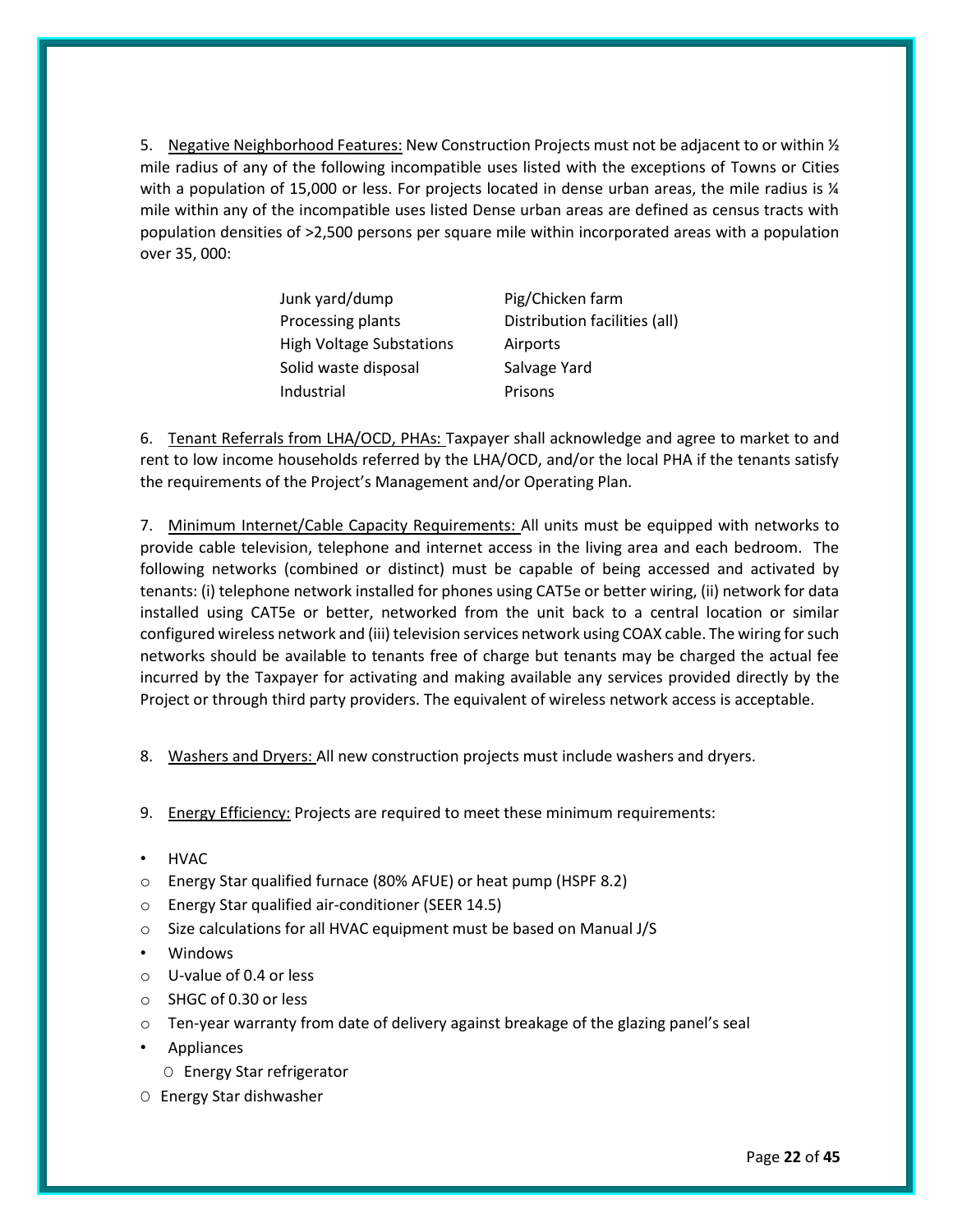5. <u>Negative Neighborhood Features:</u> New Construction Projects must not be adjacent to or within ½ mile radius of any of the following incompatible uses listed with the exceptions of Towns or Cities with a population of 15,000 or less. For projects located in dense urban areas, the mile radius is ¼ mile within any of the incompatible uses listed Dense urban areas are defined as census tracts with population densities of >2,500 persons per square mile within incorporated areas with a population over 35, 000:

| | |
|---|---|
| Junk yard/dump | Pig/Chicken farm |
| Processing plants | Distribution facilities (all) |
| High Voltage Substations | Airports |
| Solid waste disposal | Salvage Yard |
| Industrial | Prisons |

6. <u>Tenant Referrals from LHA/OCD, PHAs:</u> Taxpayer shall acknowledge and agree to market to and rent to low income households referred by the LHA/OCD, and/or the local PHA if the tenants satisfy the requirements of the Project's Management and/or Operating Plan.

7. <u>Minimum Internet/Cable Capacity Requirements:</u> All units must be equipped with networks to provide cable television, telephone and internet access in the living area and each bedroom. The following networks (combined or distinct) must be capable of being accessed and activated by tenants: (i) telephone network installed for phones using CAT5e or better wiring, (ii) network for data installed using CAT5e or better, networked from the unit back to a central location or similar configured wireless network and (iii) television services network using COAX cable. The wiring for such networks should be available to tenants free of charge but tenants may be charged the actual fee incurred by the Taxpayer for activating and making available any services provided directly by the Project or through third party providers. The equivalent of wireless network access is acceptable.

8. <u>Washers and Dryers:</u> All new construction projects must include washers and dryers.

9. <u>Energy Efficiency:</u> Projects are required to meet these minimum requirements:

- HVAC
  - Energy Star qualified furnace (80% AFUE) or heat pump (HSPF 8.2)
  - Energy Star qualified air-conditioner (SEER 14.5)
  - Size calculations for all HVAC equipment must be based on Manual J/S
- Windows
  - U-value of 0.4 or less
  - SHGC of 0.30 or less
  - Ten-year warranty from date of delivery against breakage of the glazing panel's seal
- Appliances
  - Energy Star refrigerator
  - Energy Star dishwasher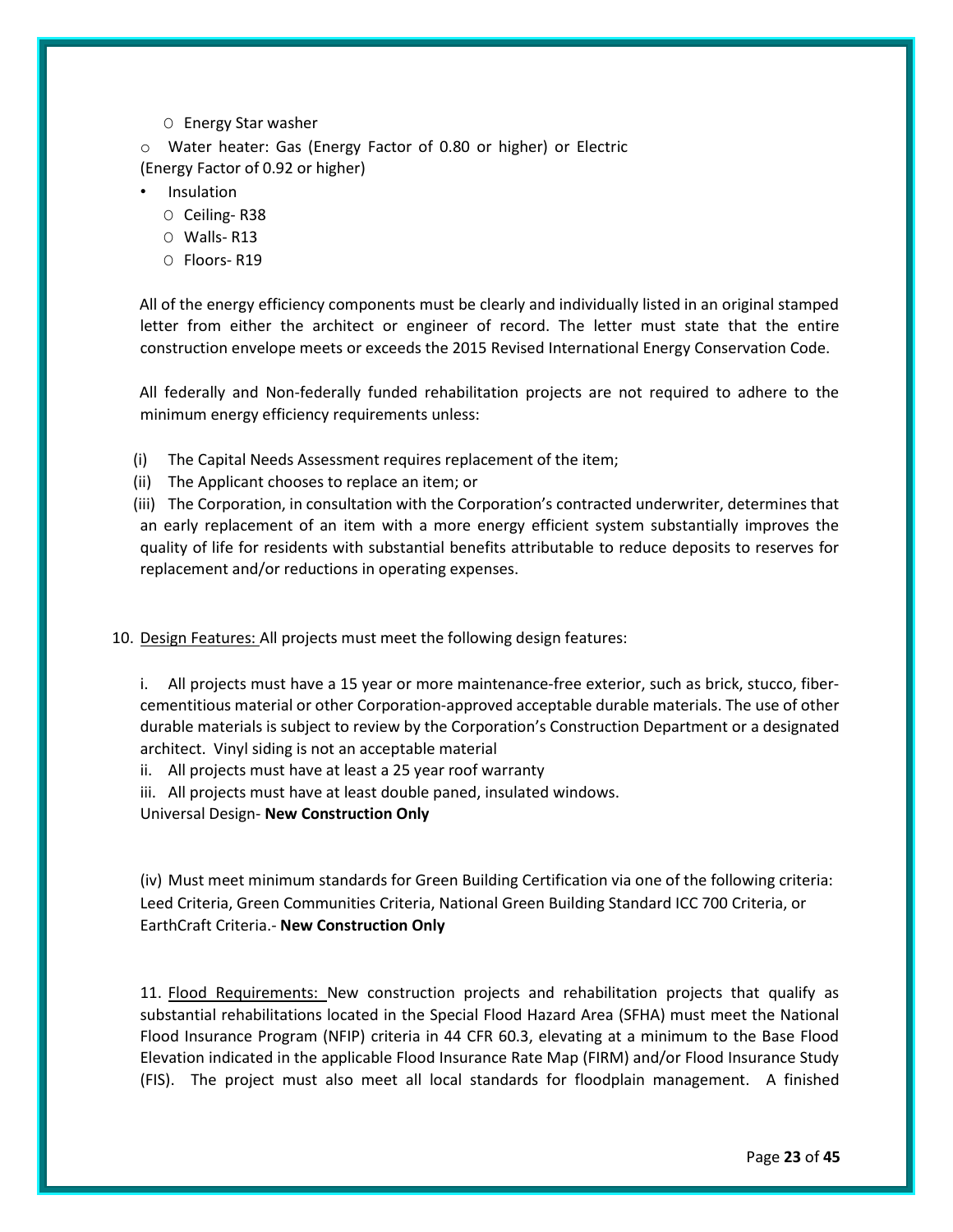- Energy Star washer
- Water heater: Gas (Energy Factor of 0.80 or higher) or Electric (Energy Factor of 0.92 or higher)

- Insulation
  - Ceiling- R38
  - Walls- R13
  - Floors- R19

All of the energy efficiency components must be clearly and individually listed in an original stamped letter from either the architect or engineer of record. The letter must state that the entire construction envelope meets or exceeds the 2015 Revised International Energy Conservation Code.

All federally and Non-federally funded rehabilitation projects are not required to adhere to the minimum energy efficiency requirements unless:

(i) The Capital Needs Assessment requires replacement of the item;
(ii) The Applicant chooses to replace an item; or
(iii) The Corporation, in consultation with the Corporation's contracted underwriter, determines that an early replacement of an item with a more energy efficient system substantially improves the quality of life for residents with substantial benefits attributable to reduce deposits to reserves for replacement and/or reductions in operating expenses.

10. Design Features: All projects must meet the following design features:

i. All projects must have a 15 year or more maintenance-free exterior, such as brick, stucco, fiber-cementitious material or other Corporation-approved acceptable durable materials. The use of other durable materials is subject to review by the Corporation's Construction Department or a designated architect. Vinyl siding is not an acceptable material
ii. All projects must have at least a 25 year roof warranty
iii. All projects must have at least double paned, insulated windows.
Universal Design- **New Construction Only**

(iv) Must meet minimum standards for Green Building Certification via one of the following criteria: Leed Criteria, Green Communities Criteria, National Green Building Standard ICC 700 Criteria, or EarthCraft Criteria.- **New Construction Only**

11. Flood Requirements: New construction projects and rehabilitation projects that qualify as substantial rehabilitations located in the Special Flood Hazard Area (SFHA) must meet the National Flood Insurance Program (NFIP) criteria in 44 CFR 60.3, elevating at a minimum to the Base Flood Elevation indicated in the applicable Flood Insurance Rate Map (FIRM) and/or Flood Insurance Study (FIS). The project must also meet all local standards for floodplain management. A finished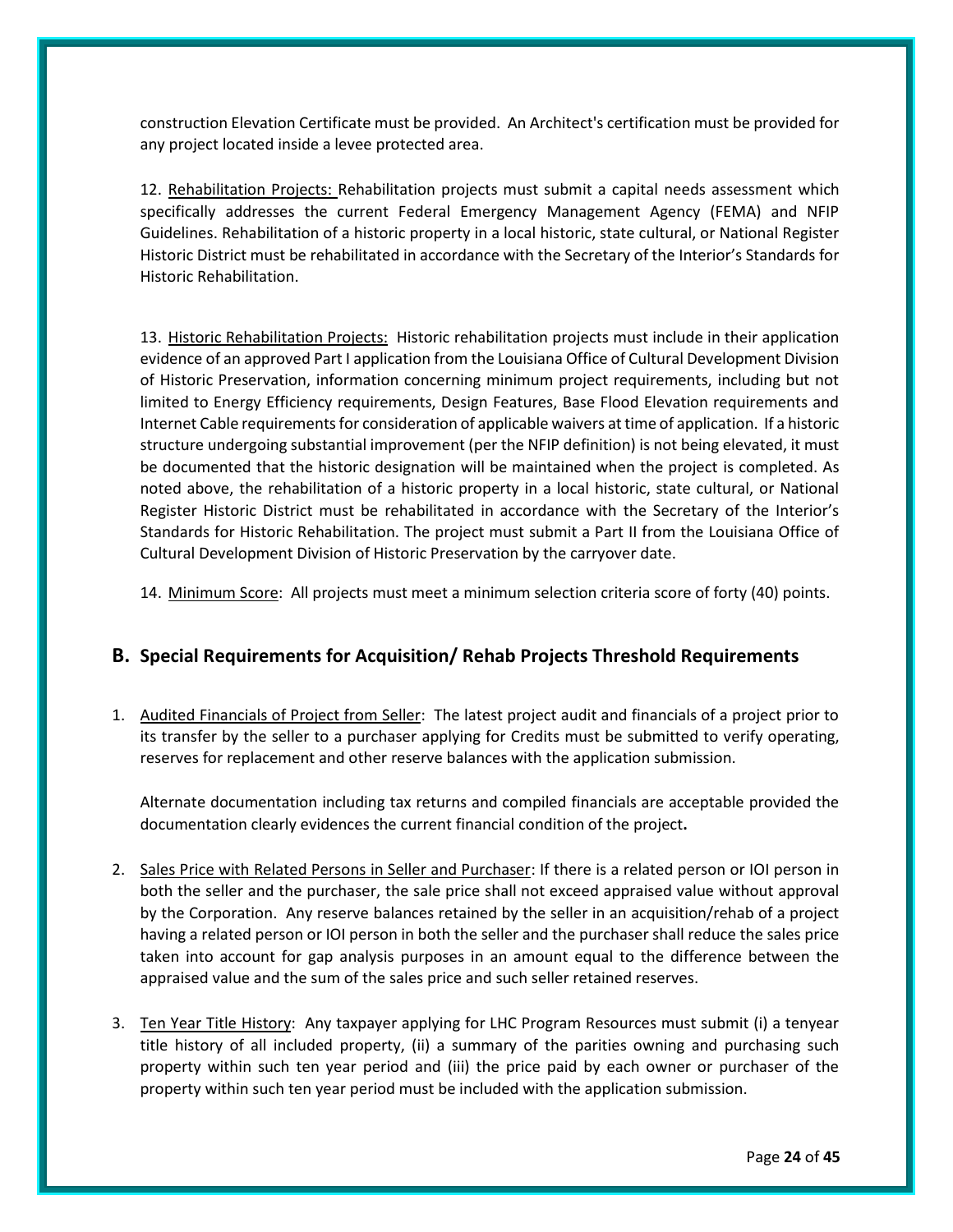construction Elevation Certificate must be provided. An Architect's certification must be provided for any project located inside a levee protected area.

12. Rehabilitation Projects: Rehabilitation projects must submit a capital needs assessment which specifically addresses the current Federal Emergency Management Agency (FEMA) and NFIP Guidelines. Rehabilitation of a historic property in a local historic, state cultural, or National Register Historic District must be rehabilitated in accordance with the Secretary of the Interior's Standards for Historic Rehabilitation.

13. Historic Rehabilitation Projects: Historic rehabilitation projects must include in their application evidence of an approved Part I application from the Louisiana Office of Cultural Development Division of Historic Preservation, information concerning minimum project requirements, including but not limited to Energy Efficiency requirements, Design Features, Base Flood Elevation requirements and Internet Cable requirements for consideration of applicable waivers at time of application. If a historic structure undergoing substantial improvement (per the NFIP definition) is not being elevated, it must be documented that the historic designation will be maintained when the project is completed. As noted above, the rehabilitation of a historic property in a local historic, state cultural, or National Register Historic District must be rehabilitated in accordance with the Secretary of the Interior's Standards for Historic Rehabilitation. The project must submit a Part II from the Louisiana Office of Cultural Development Division of Historic Preservation by the carryover date.

14. Minimum Score: All projects must meet a minimum selection criteria score of forty (40) points.

## B. Special Requirements for Acquisition/ Rehab Projects Threshold Requirements

1. Audited Financials of Project from Seller: The latest project audit and financials of a project prior to its transfer by the seller to a purchaser applying for Credits must be submitted to verify operating, reserves for replacement and other reserve balances with the application submission.

   Alternate documentation including tax returns and compiled financials are acceptable provided the documentation clearly evidences the current financial condition of the project**.**

2. Sales Price with Related Persons in Seller and Purchaser: If there is a related person or IOI person in both the seller and the purchaser, the sale price shall not exceed appraised value without approval by the Corporation. Any reserve balances retained by the seller in an acquisition/rehab of a project having a related person or IOI person in both the seller and the purchaser shall reduce the sales price taken into account for gap analysis purposes in an amount equal to the difference between the appraised value and the sum of the sales price and such seller retained reserves.

3. Ten Year Title History: Any taxpayer applying for LHC Program Resources must submit (i) a tenyear title history of all included property, (ii) a summary of the parities owning and purchasing such property within such ten year period and (iii) the price paid by each owner or purchaser of the property within such ten year period must be included with the application submission.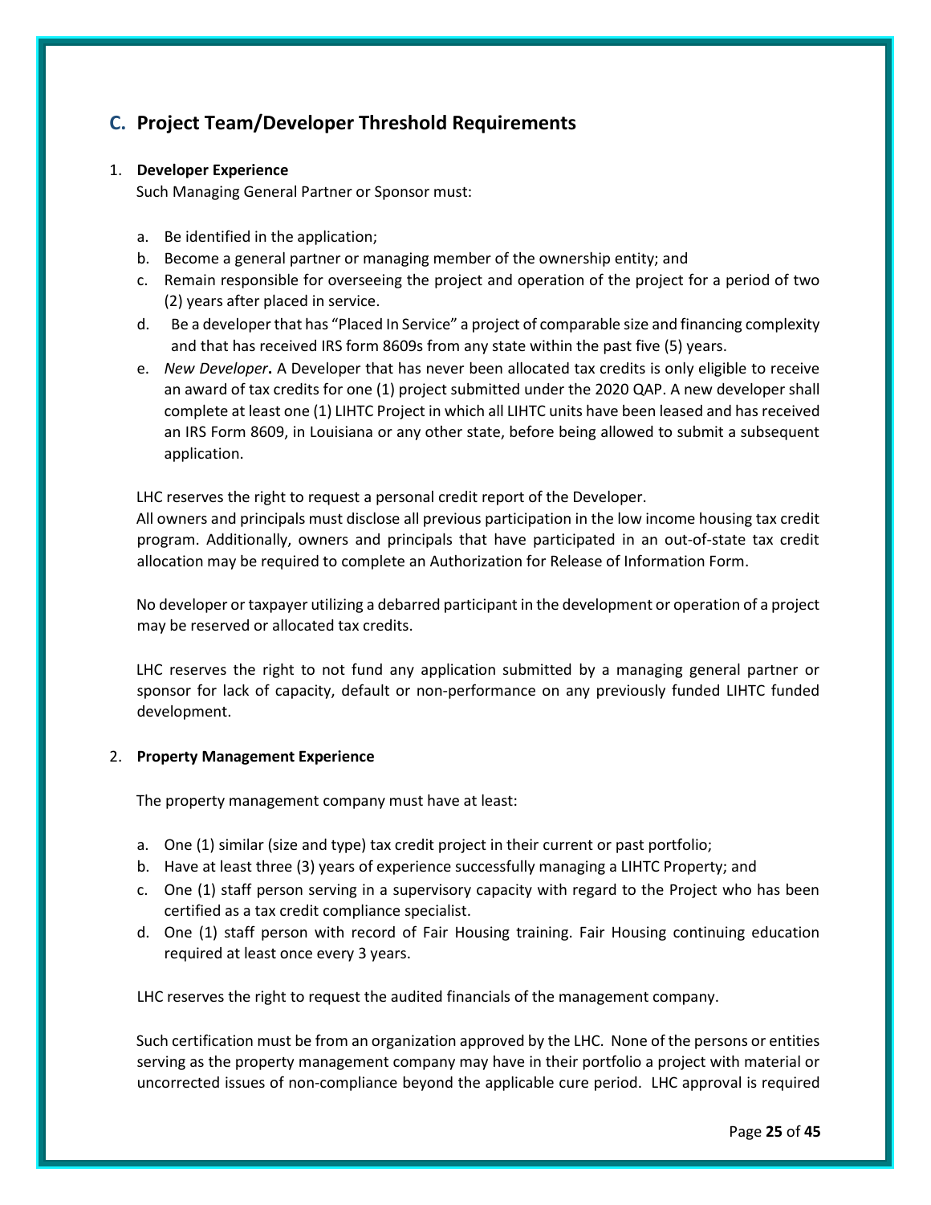## C. Project Team/Developer Threshold Requirements

1. **Developer Experience**

   Such Managing General Partner or Sponsor must:

   a. Be identified in the application;
   b. Become a general partner or managing member of the ownership entity; and
   c. Remain responsible for overseeing the project and operation of the project for a period of two (2) years after placed in service.
   d. Be a developer that has "Placed In Service" a project of comparable size and financing complexity and that has received IRS form 8609s from any state within the past five (5) years.
   e. *New Developer***.** A Developer that has never been allocated tax credits is only eligible to receive an award of tax credits for one (1) project submitted under the 2020 QAP. A new developer shall complete at least one (1) LIHTC Project in which all LIHTC units have been leased and has received an IRS Form 8609, in Louisiana or any other state, before being allowed to submit a subsequent application.

   LHC reserves the right to request a personal credit report of the Developer.
   All owners and principals must disclose all previous participation in the low income housing tax credit program. Additionally, owners and principals that have participated in an out-of-state tax credit allocation may be required to complete an Authorization for Release of Information Form.

   No developer or taxpayer utilizing a debarred participant in the development or operation of a project may be reserved or allocated tax credits.

   LHC reserves the right to not fund any application submitted by a managing general partner or sponsor for lack of capacity, default or non-performance on any previously funded LIHTC funded development.

2. **Property Management Experience**

   The property management company must have at least:

   a. One (1) similar (size and type) tax credit project in their current or past portfolio;
   b. Have at least three (3) years of experience successfully managing a LIHTC Property; and
   c. One (1) staff person serving in a supervisory capacity with regard to the Project who has been certified as a tax credit compliance specialist.
   d. One (1) staff person with record of Fair Housing training. Fair Housing continuing education required at least once every 3 years.

   LHC reserves the right to request the audited financials of the management company.

   Such certification must be from an organization approved by the LHC. None of the persons or entities serving as the property management company may have in their portfolio a project with material or uncorrected issues of non-compliance beyond the applicable cure period. LHC approval is required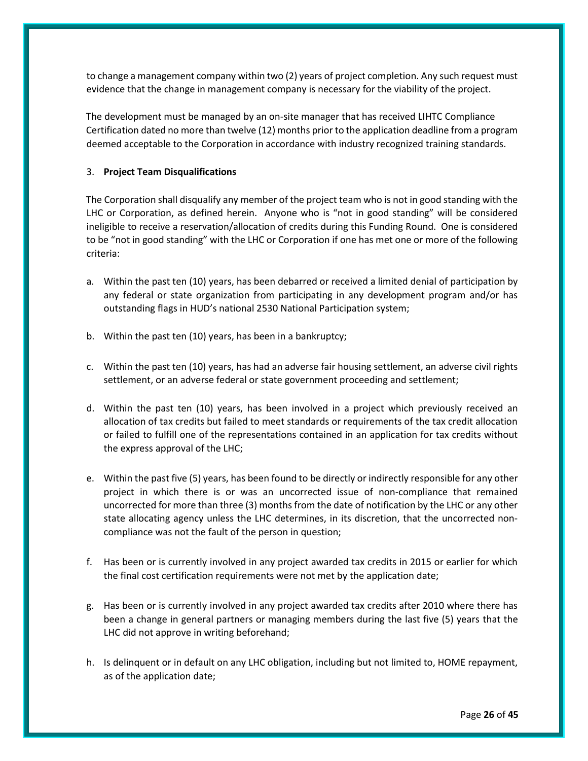to change a management company within two (2) years of project completion. Any such request must evidence that the change in management company is necessary for the viability of the project.

The development must be managed by an on-site manager that has received LIHTC Compliance Certification dated no more than twelve (12) months prior to the application deadline from a program deemed acceptable to the Corporation in accordance with industry recognized training standards.

3. **Project Team Disqualifications**

The Corporation shall disqualify any member of the project team who is not in good standing with the LHC or Corporation, as defined herein. Anyone who is "not in good standing" will be considered ineligible to receive a reservation/allocation of credits during this Funding Round. One is considered to be "not in good standing" with the LHC or Corporation if one has met one or more of the following criteria:

a. Within the past ten (10) years, has been debarred or received a limited denial of participation by any federal or state organization from participating in any development program and/or has outstanding flags in HUD's national 2530 National Participation system;

b. Within the past ten (10) years, has been in a bankruptcy;

c. Within the past ten (10) years, has had an adverse fair housing settlement, an adverse civil rights settlement, or an adverse federal or state government proceeding and settlement;

d. Within the past ten (10) years, has been involved in a project which previously received an allocation of tax credits but failed to meet standards or requirements of the tax credit allocation or failed to fulfill one of the representations contained in an application for tax credits without the express approval of the LHC;

e. Within the past five (5) years, has been found to be directly or indirectly responsible for any other project in which there is or was an uncorrected issue of non-compliance that remained uncorrected for more than three (3) months from the date of notification by the LHC or any other state allocating agency unless the LHC determines, in its discretion, that the uncorrected non-compliance was not the fault of the person in question;

f. Has been or is currently involved in any project awarded tax credits in 2015 or earlier for which the final cost certification requirements were not met by the application date;

g. Has been or is currently involved in any project awarded tax credits after 2010 where there has been a change in general partners or managing members during the last five (5) years that the LHC did not approve in writing beforehand;

h. Is delinquent or in default on any LHC obligation, including but not limited to, HOME repayment, as of the application date;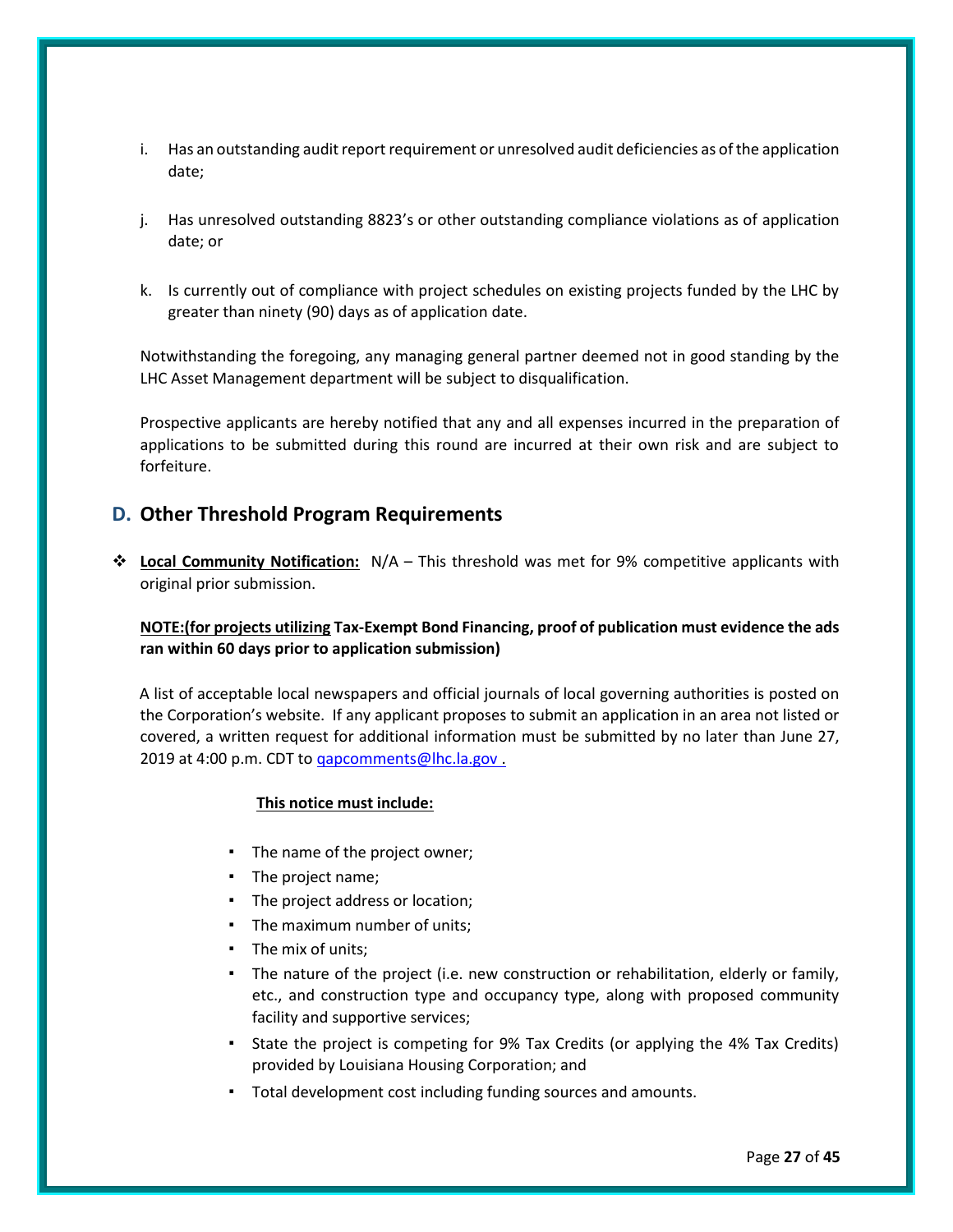i. Has an outstanding audit report requirement or unresolved audit deficiencies as of the application date;

j. Has unresolved outstanding 8823's or other outstanding compliance violations as of application date; or

k. Is currently out of compliance with project schedules on existing projects funded by the LHC by greater than ninety (90) days as of application date.

Notwithstanding the foregoing, any managing general partner deemed not in good standing by the LHC Asset Management department will be subject to disqualification.

Prospective applicants are hereby notified that any and all expenses incurred in the preparation of applications to be submitted during this round are incurred at their own risk and are subject to forfeiture.

## D. Other Threshold Program Requirements

❖ **Local Community Notification:** N/A – This threshold was met for 9% competitive applicants with original prior submission.

**NOTE:(for projects utilizing Tax-Exempt Bond Financing, proof of publication must evidence the ads ran within 60 days prior to application submission)**

A list of acceptable local newspapers and official journals of local governing authorities is posted on the Corporation's website. If any applicant proposes to submit an application in an area not listed or covered, a written request for additional information must be submitted by no later than June 27, 2019 at 4:00 p.m. CDT to qapcomments@lhc.la.gov .

**This notice must include:**

- The name of the project owner;
- The project name;
- The project address or location;
- The maximum number of units;
- The mix of units;
- The nature of the project (i.e. new construction or rehabilitation, elderly or family, etc., and construction type and occupancy type, along with proposed community facility and supportive services;
- State the project is competing for 9% Tax Credits (or applying the 4% Tax Credits) provided by Louisiana Housing Corporation; and
- Total development cost including funding sources and amounts.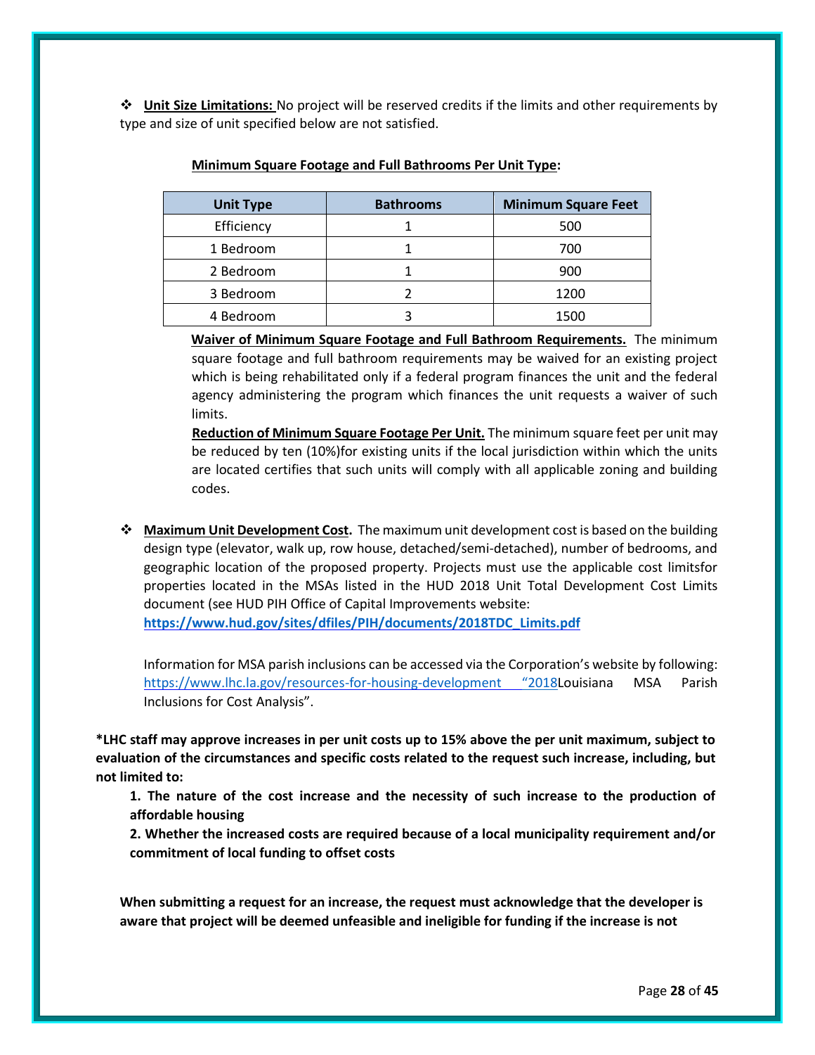❖ **Unit Size Limitations:** No project will be reserved credits if the limits and other requirements by type and size of unit specified below are not satisfied.

**Minimum Square Footage and Full Bathrooms Per Unit Type:**

| Unit Type | Bathrooms | Minimum Square Feet |
|---|---|---|
| Efficiency | 1 | 500 |
| 1 Bedroom | 1 | 700 |
| 2 Bedroom | 1 | 900 |
| 3 Bedroom | 2 | 1200 |
| 4 Bedroom | 3 | 1500 |

**Waiver of Minimum Square Footage and Full Bathroom Requirements.** The minimum square footage and full bathroom requirements may be waived for an existing project which is being rehabilitated only if a federal program finances the unit and the federal agency administering the program which finances the unit requests a waiver of such limits.

**Reduction of Minimum Square Footage Per Unit.** The minimum square feet per unit may be reduced by ten (10%)for existing units if the local jurisdiction within which the units are located certifies that such units will comply with all applicable zoning and building codes.

❖ **Maximum Unit Development Cost.** The maximum unit development cost is based on the building design type (elevator, walk up, row house, detached/semi-detached), number of bedrooms, and geographic location of the proposed property. Projects must use the applicable cost limitsfor properties located in the MSAs listed in the HUD 2018 Unit Total Development Cost Limits document (see HUD PIH Office of Capital Improvements website: **https://www.hud.gov/sites/dfiles/PIH/documents/2018TDC_Limits.pdf**

Information for MSA parish inclusions can be accessed via the Corporation's website by following: https://www.lhc.la.gov/resources-for-housing-development "2018Louisiana MSA Parish Inclusions for Cost Analysis".

**\*LHC staff may approve increases in per unit costs up to 15% above the per unit maximum, subject to evaluation of the circumstances and specific costs related to the request such increase, including, but not limited to:**

**1. The nature of the cost increase and the necessity of such increase to the production of affordable housing**

**2. Whether the increased costs are required because of a local municipality requirement and/or commitment of local funding to offset costs**

**When submitting a request for an increase, the request must acknowledge that the developer is aware that project will be deemed unfeasible and ineligible for funding if the increase is not**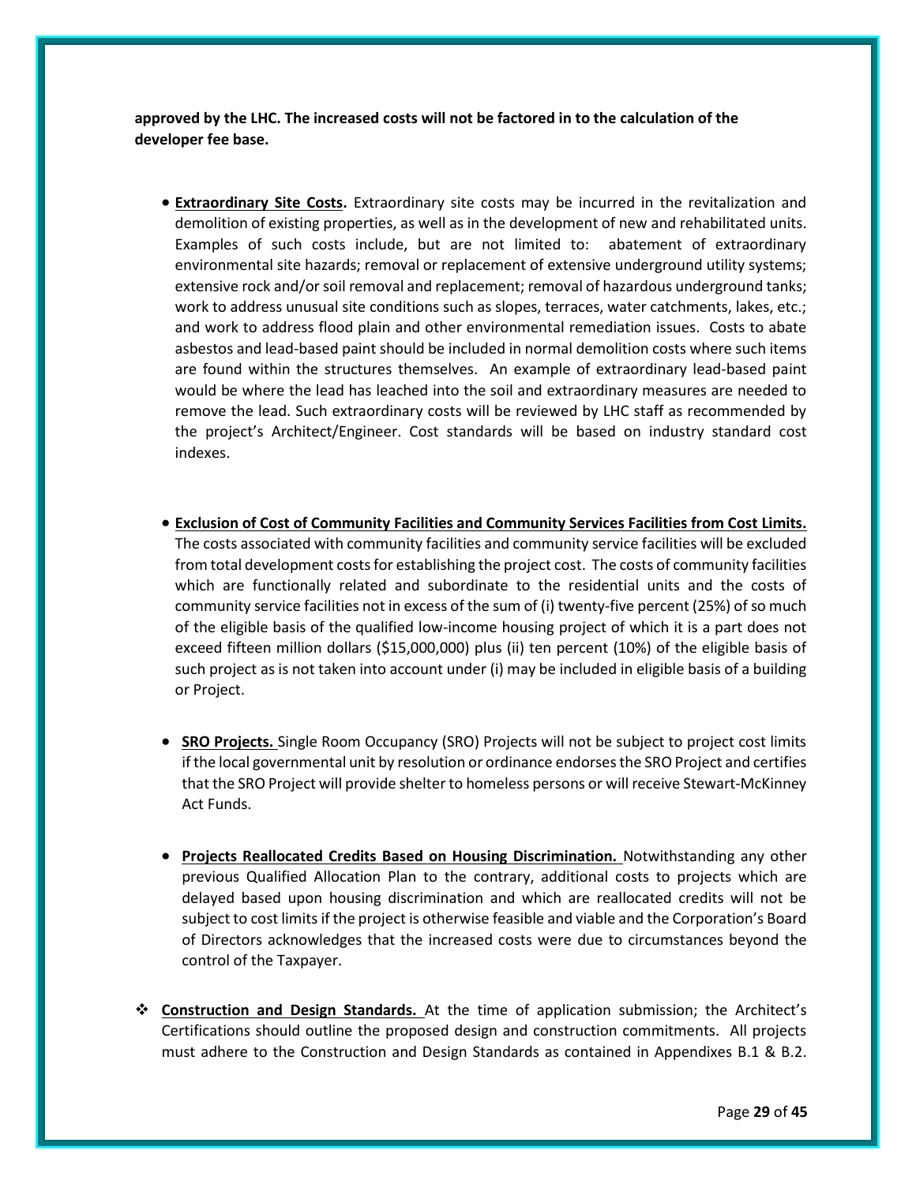**approved by the LHC. The increased costs will not be factored in to the calculation of the developer fee base.**

- **<u>Extraordinary Site Costs</u>.** Extraordinary site costs may be incurred in the revitalization and demolition of existing properties, as well as in the development of new and rehabilitated units. Examples of such costs include, but are not limited to: abatement of extraordinary environmental site hazards; removal or replacement of extensive underground utility systems; extensive rock and/or soil removal and replacement; removal of hazardous underground tanks; work to address unusual site conditions such as slopes, terraces, water catchments, lakes, etc.; and work to address flood plain and other environmental remediation issues. Costs to abate asbestos and lead-based paint should be included in normal demolition costs where such items are found within the structures themselves. An example of extraordinary lead-based paint would be where the lead has leached into the soil and extraordinary measures are needed to remove the lead. Such extraordinary costs will be reviewed by LHC staff as recommended by the project's Architect/Engineer. Cost standards will be based on industry standard cost indexes.

- **<u>Exclusion of Cost of Community Facilities and Community Services Facilities from Cost Limits.</u>** The costs associated with community facilities and community service facilities will be excluded from total development costs for establishing the project cost. The costs of community facilities which are functionally related and subordinate to the residential units and the costs of community service facilities not in excess of the sum of (i) twenty-five percent (25%) of so much of the eligible basis of the qualified low-income housing project of which it is a part does not exceed fifteen million dollars ($15,000,000) plus (ii) ten percent (10%) of the eligible basis of such project as is not taken into account under (i) may be included in eligible basis of a building or Project.

- **<u>SRO Projects.</u>** Single Room Occupancy (SRO) Projects will not be subject to project cost limits if the local governmental unit by resolution or ordinance endorses the SRO Project and certifies that the SRO Project will provide shelter to homeless persons or will receive Stewart-McKinney Act Funds.

- **<u>Projects Reallocated Credits Based on Housing Discrimination.</u>** Notwithstanding any other previous Qualified Allocation Plan to the contrary, additional costs to projects which are delayed based upon housing discrimination and which are reallocated credits will not be subject to cost limits if the project is otherwise feasible and viable and the Corporation's Board of Directors acknowledges that the increased costs were due to circumstances beyond the control of the Taxpayer.

❖ **<u>Construction and Design Standards.</u>** At the time of application submission; the Architect's Certifications should outline the proposed design and construction commitments. All projects must adhere to the Construction and Design Standards as contained in Appendixes B.1 & B.2.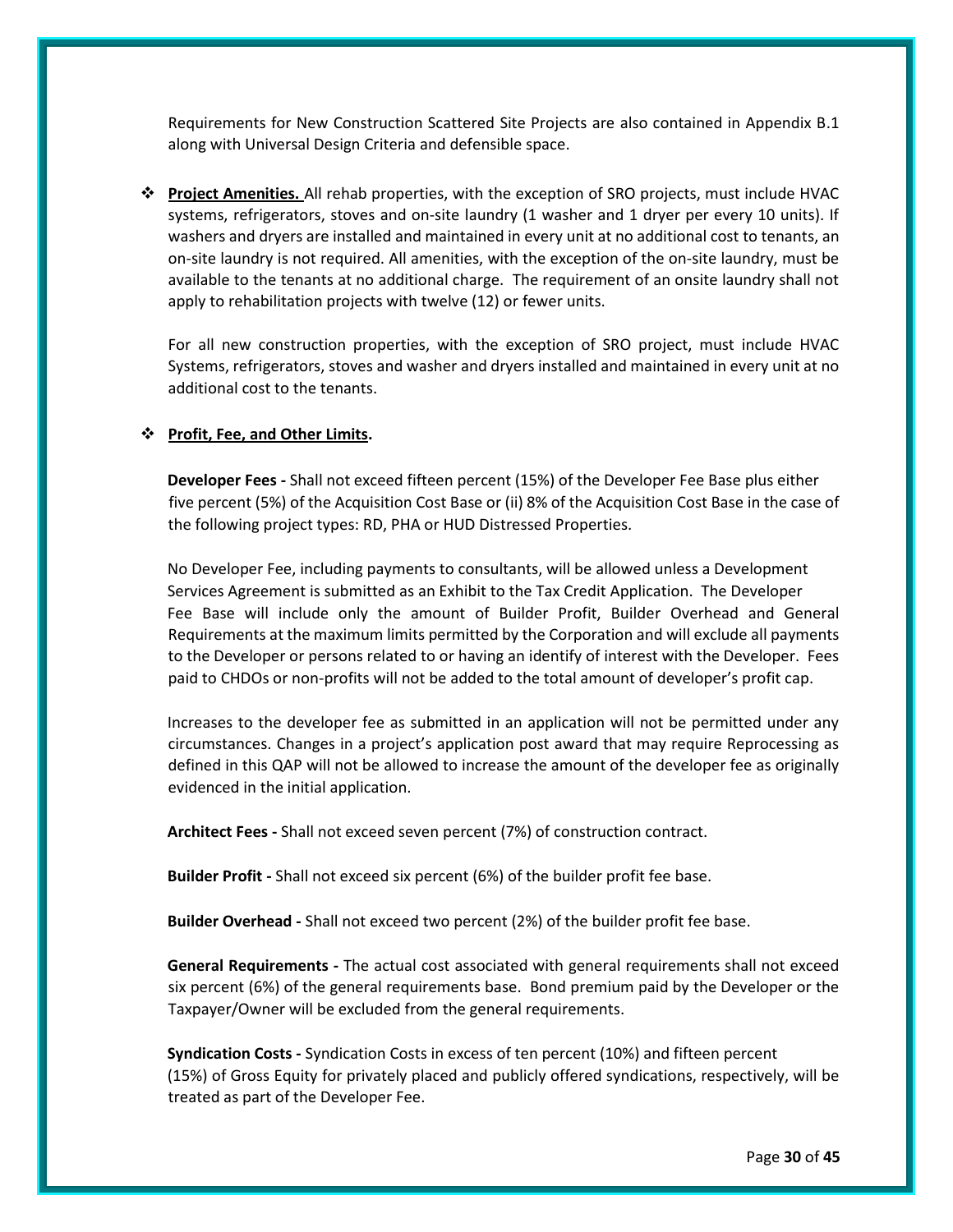Requirements for New Construction Scattered Site Projects are also contained in Appendix B.1 along with Universal Design Criteria and defensible space.

- **Project Amenities.** All rehab properties, with the exception of SRO projects, must include HVAC systems, refrigerators, stoves and on-site laundry (1 washer and 1 dryer per every 10 units). If washers and dryers are installed and maintained in every unit at no additional cost to tenants, an on-site laundry is not required. All amenities, with the exception of the on-site laundry, must be available to the tenants at no additional charge. The requirement of an onsite laundry shall not apply to rehabilitation projects with twelve (12) or fewer units.

  For all new construction properties, with the exception of SRO project, must include HVAC Systems, refrigerators, stoves and washer and dryers installed and maintained in every unit at no additional cost to the tenants.

- **Profit, Fee, and Other Limits.**

  **Developer Fees -** Shall not exceed fifteen percent (15%) of the Developer Fee Base plus either five percent (5%) of the Acquisition Cost Base or (ii) 8% of the Acquisition Cost Base in the case of the following project types: RD, PHA or HUD Distressed Properties.

  No Developer Fee, including payments to consultants, will be allowed unless a Development Services Agreement is submitted as an Exhibit to the Tax Credit Application. The Developer Fee Base will include only the amount of Builder Profit, Builder Overhead and General Requirements at the maximum limits permitted by the Corporation and will exclude all payments to the Developer or persons related to or having an identify of interest with the Developer. Fees paid to CHDOs or non-profits will not be added to the total amount of developer's profit cap.

  Increases to the developer fee as submitted in an application will not be permitted under any circumstances. Changes in a project's application post award that may require Reprocessing as defined in this QAP will not be allowed to increase the amount of the developer fee as originally evidenced in the initial application.

  **Architect Fees -** Shall not exceed seven percent (7%) of construction contract.

  **Builder Profit -** Shall not exceed six percent (6%) of the builder profit fee base.

  **Builder Overhead -** Shall not exceed two percent (2%) of the builder profit fee base.

  **General Requirements -** The actual cost associated with general requirements shall not exceed six percent (6%) of the general requirements base. Bond premium paid by the Developer or the Taxpayer/Owner will be excluded from the general requirements.

  **Syndication Costs -** Syndication Costs in excess of ten percent (10%) and fifteen percent (15%) of Gross Equity for privately placed and publicly offered syndications, respectively, will be treated as part of the Developer Fee.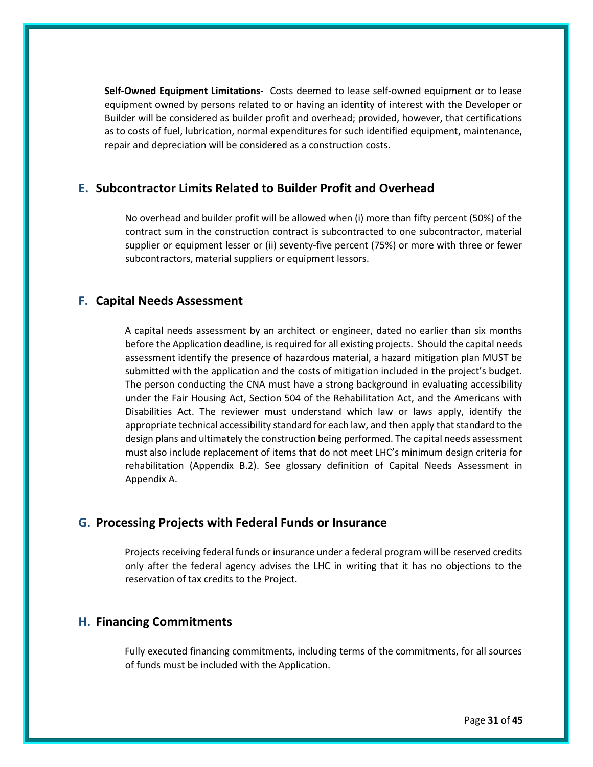**Self-Owned Equipment Limitations-** Costs deemed to lease self-owned equipment or to lease equipment owned by persons related to or having an identity of interest with the Developer or Builder will be considered as builder profit and overhead; provided, however, that certifications as to costs of fuel, lubrication, normal expenditures for such identified equipment, maintenance, repair and depreciation will be considered as a construction costs.

## E. Subcontractor Limits Related to Builder Profit and Overhead

No overhead and builder profit will be allowed when (i) more than fifty percent (50%) of the contract sum in the construction contract is subcontracted to one subcontractor, material supplier or equipment lesser or (ii) seventy-five percent (75%) or more with three or fewer subcontractors, material suppliers or equipment lessors.

## F. Capital Needs Assessment

A capital needs assessment by an architect or engineer, dated no earlier than six months before the Application deadline, is required for all existing projects. Should the capital needs assessment identify the presence of hazardous material, a hazard mitigation plan MUST be submitted with the application and the costs of mitigation included in the project's budget. The person conducting the CNA must have a strong background in evaluating accessibility under the Fair Housing Act, Section 504 of the Rehabilitation Act, and the Americans with Disabilities Act. The reviewer must understand which law or laws apply, identify the appropriate technical accessibility standard for each law, and then apply that standard to the design plans and ultimately the construction being performed. The capital needs assessment must also include replacement of items that do not meet LHC's minimum design criteria for rehabilitation (Appendix B.2). See glossary definition of Capital Needs Assessment in Appendix A.

## G. Processing Projects with Federal Funds or Insurance

Projects receiving federal funds or insurance under a federal program will be reserved credits only after the federal agency advises the LHC in writing that it has no objections to the reservation of tax credits to the Project.

## H. Financing Commitments

Fully executed financing commitments, including terms of the commitments, for all sources of funds must be included with the Application.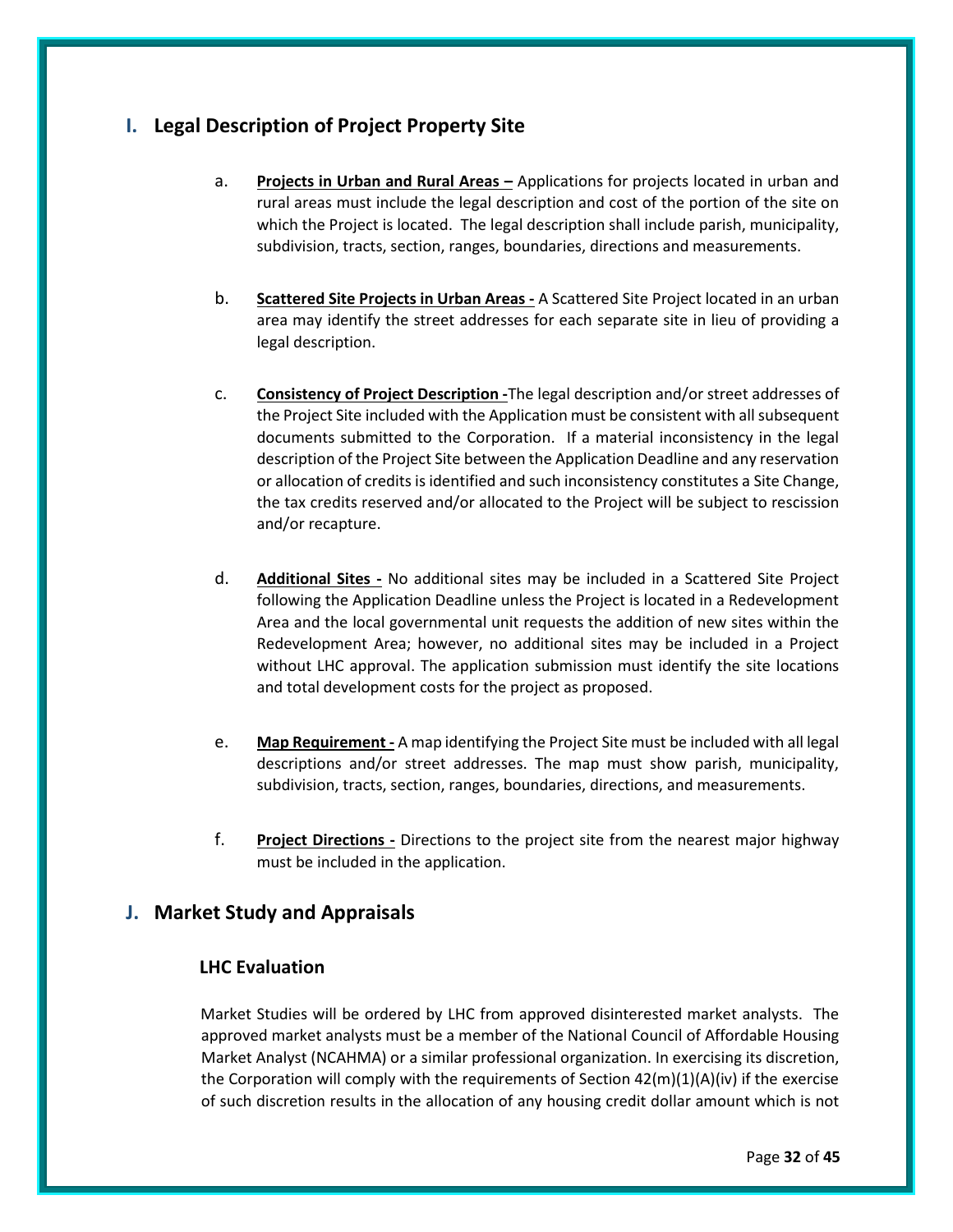## I. Legal Description of Project Property Site

a. **Projects in Urban and Rural Areas –** Applications for projects located in urban and rural areas must include the legal description and cost of the portion of the site on which the Project is located. The legal description shall include parish, municipality, subdivision, tracts, section, ranges, boundaries, directions and measurements.

b. **Scattered Site Projects in Urban Areas -** A Scattered Site Project located in an urban area may identify the street addresses for each separate site in lieu of providing a legal description.

c. **Consistency of Project Description -**The legal description and/or street addresses of the Project Site included with the Application must be consistent with all subsequent documents submitted to the Corporation. If a material inconsistency in the legal description of the Project Site between the Application Deadline and any reservation or allocation of credits is identified and such inconsistency constitutes a Site Change, the tax credits reserved and/or allocated to the Project will be subject to rescission and/or recapture.

d. **Additional Sites -** No additional sites may be included in a Scattered Site Project following the Application Deadline unless the Project is located in a Redevelopment Area and the local governmental unit requests the addition of new sites within the Redevelopment Area; however, no additional sites may be included in a Project without LHC approval. The application submission must identify the site locations and total development costs for the project as proposed.

e. **Map Requirement -** A map identifying the Project Site must be included with all legal descriptions and/or street addresses. The map must show parish, municipality, subdivision, tracts, section, ranges, boundaries, directions, and measurements.

f. **Project Directions -** Directions to the project site from the nearest major highway must be included in the application.

## J. Market Study and Appraisals

### LHC Evaluation

Market Studies will be ordered by LHC from approved disinterested market analysts. The approved market analysts must be a member of the National Council of Affordable Housing Market Analyst (NCAHMA) or a similar professional organization. In exercising its discretion, the Corporation will comply with the requirements of Section 42(m)(1)(A)(iv) if the exercise of such discretion results in the allocation of any housing credit dollar amount which is not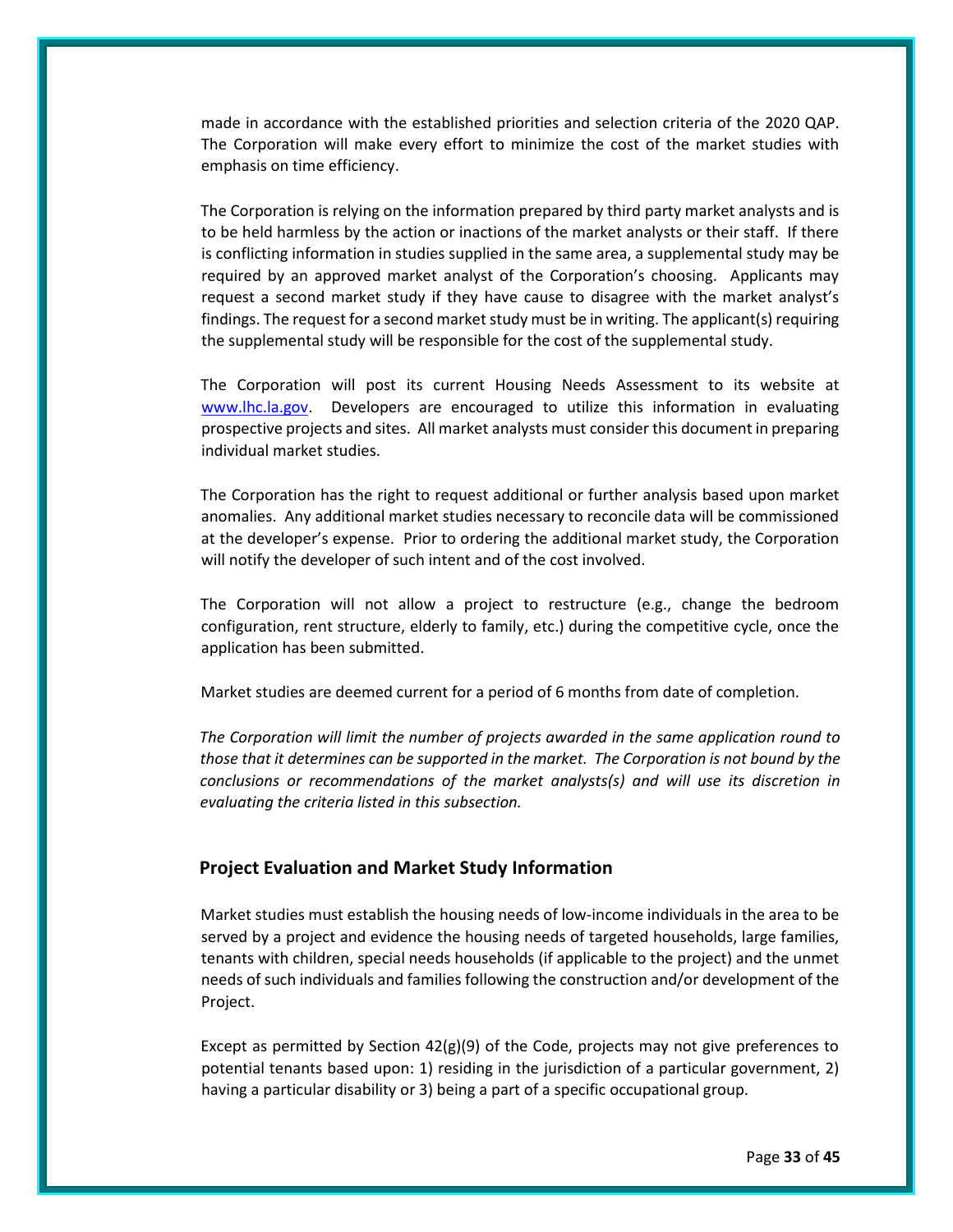made in accordance with the established priorities and selection criteria of the 2020 QAP. The Corporation will make every effort to minimize the cost of the market studies with emphasis on time efficiency.

The Corporation is relying on the information prepared by third party market analysts and is to be held harmless by the action or inactions of the market analysts or their staff. If there is conflicting information in studies supplied in the same area, a supplemental study may be required by an approved market analyst of the Corporation's choosing. Applicants may request a second market study if they have cause to disagree with the market analyst's findings. The request for a second market study must be in writing. The applicant(s) requiring the supplemental study will be responsible for the cost of the supplemental study.

The Corporation will post its current Housing Needs Assessment to its website at [www.lhc.la.gov](http://www.lhc.la.gov). Developers are encouraged to utilize this information in evaluating prospective projects and sites. All market analysts must consider this document in preparing individual market studies.

The Corporation has the right to request additional or further analysis based upon market anomalies. Any additional market studies necessary to reconcile data will be commissioned at the developer's expense. Prior to ordering the additional market study, the Corporation will notify the developer of such intent and of the cost involved.

The Corporation will not allow a project to restructure (e.g., change the bedroom configuration, rent structure, elderly to family, etc.) during the competitive cycle, once the application has been submitted.

Market studies are deemed current for a period of 6 months from date of completion.

*The Corporation will limit the number of projects awarded in the same application round to those that it determines can be supported in the market. The Corporation is not bound by the conclusions or recommendations of the market analysts(s) and will use its discretion in evaluating the criteria listed in this subsection.*

## Project Evaluation and Market Study Information

Market studies must establish the housing needs of low-income individuals in the area to be served by a project and evidence the housing needs of targeted households, large families, tenants with children, special needs households (if applicable to the project) and the unmet needs of such individuals and families following the construction and/or development of the Project.

Except as permitted by Section 42(g)(9) of the Code, projects may not give preferences to potential tenants based upon: 1) residing in the jurisdiction of a particular government, 2) having a particular disability or 3) being a part of a specific occupational group.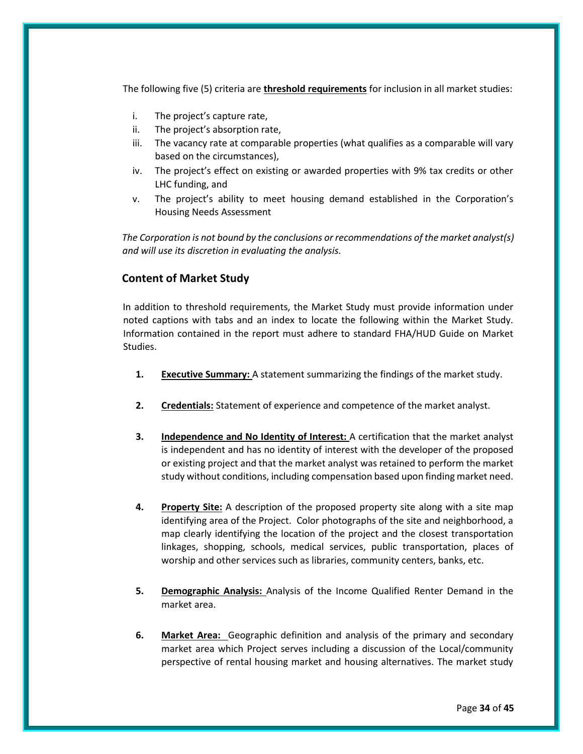The following five (5) criteria are **threshold requirements** for inclusion in all market studies:

i. The project's capture rate,
ii. The project's absorption rate,
iii. The vacancy rate at comparable properties (what qualifies as a comparable will vary based on the circumstances),
iv. The project's effect on existing or awarded properties with 9% tax credits or other LHC funding, and
v. The project's ability to meet housing demand established in the Corporation's Housing Needs Assessment

*The Corporation is not bound by the conclusions or recommendations of the market analyst(s) and will use its discretion in evaluating the analysis.*

## Content of Market Study

In addition to threshold requirements, the Market Study must provide information under noted captions with tabs and an index to locate the following within the Market Study. Information contained in the report must adhere to standard FHA/HUD Guide on Market Studies.

1. **Executive Summary:** A statement summarizing the findings of the market study.

2. **Credentials:** Statement of experience and competence of the market analyst.

3. **Independence and No Identity of Interest:** A certification that the market analyst is independent and has no identity of interest with the developer of the proposed or existing project and that the market analyst was retained to perform the market study without conditions, including compensation based upon finding market need.

4. **Property Site:** A description of the proposed property site along with a site map identifying area of the Project. Color photographs of the site and neighborhood, a map clearly identifying the location of the project and the closest transportation linkages, shopping, schools, medical services, public transportation, places of worship and other services such as libraries, community centers, banks, etc.

5. **Demographic Analysis:** Analysis of the Income Qualified Renter Demand in the market area.

6. **Market Area:** Geographic definition and analysis of the primary and secondary market area which Project serves including a discussion of the Local/community perspective of rental housing market and housing alternatives. The market study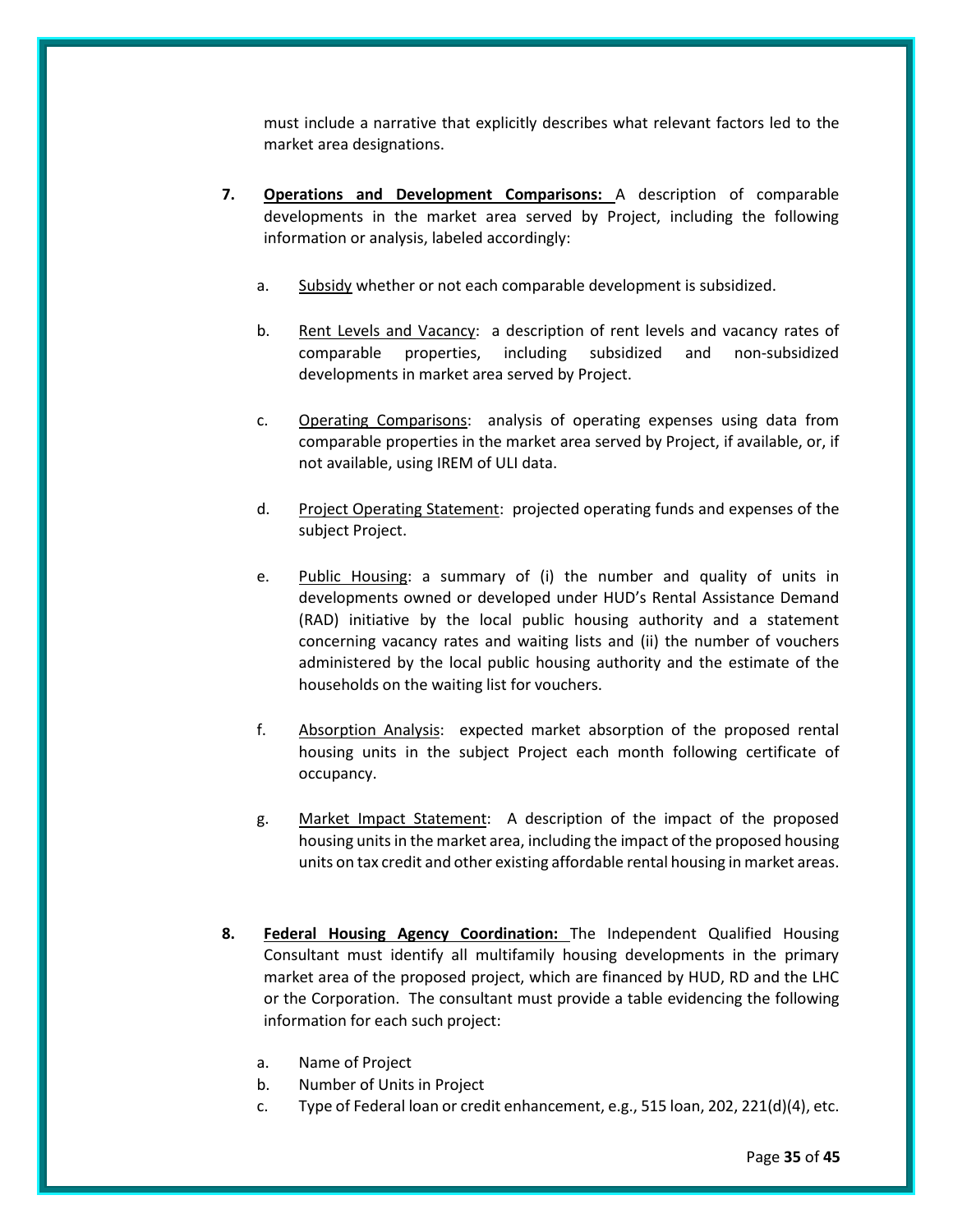must include a narrative that explicitly describes what relevant factors led to the market area designations.

7. **<u>Operations and Development Comparisons:</u>** A description of comparable developments in the market area served by Project, including the following information or analysis, labeled accordingly:

   a. <u>Subsidy</u> whether or not each comparable development is subsidized.

   b. <u>Rent Levels and Vacancy</u>: a description of rent levels and vacancy rates of comparable properties, including subsidized and non-subsidized developments in market area served by Project.

   c. <u>Operating Comparisons</u>: analysis of operating expenses using data from comparable properties in the market area served by Project, if available, or, if not available, using IREM of ULI data.

   d. <u>Project Operating Statement</u>: projected operating funds and expenses of the subject Project.

   e. <u>Public Housing</u>: a summary of (i) the number and quality of units in developments owned or developed under HUD's Rental Assistance Demand (RAD) initiative by the local public housing authority and a statement concerning vacancy rates and waiting lists and (ii) the number of vouchers administered by the local public housing authority and the estimate of the households on the waiting list for vouchers.

   f. <u>Absorption Analysis</u>: expected market absorption of the proposed rental housing units in the subject Project each month following certificate of occupancy.

   g. <u>Market Impact Statement</u>: A description of the impact of the proposed housing units in the market area, including the impact of the proposed housing units on tax credit and other existing affordable rental housing in market areas.

8. **<u>Federal Housing Agency Coordination:</u>** The Independent Qualified Housing Consultant must identify all multifamily housing developments in the primary market area of the proposed project, which are financed by HUD, RD and the LHC or the Corporation. The consultant must provide a table evidencing the following information for each such project:

   a. Name of Project
   b. Number of Units in Project
   c. Type of Federal loan or credit enhancement, e.g., 515 loan, 202, 221(d)(4), etc.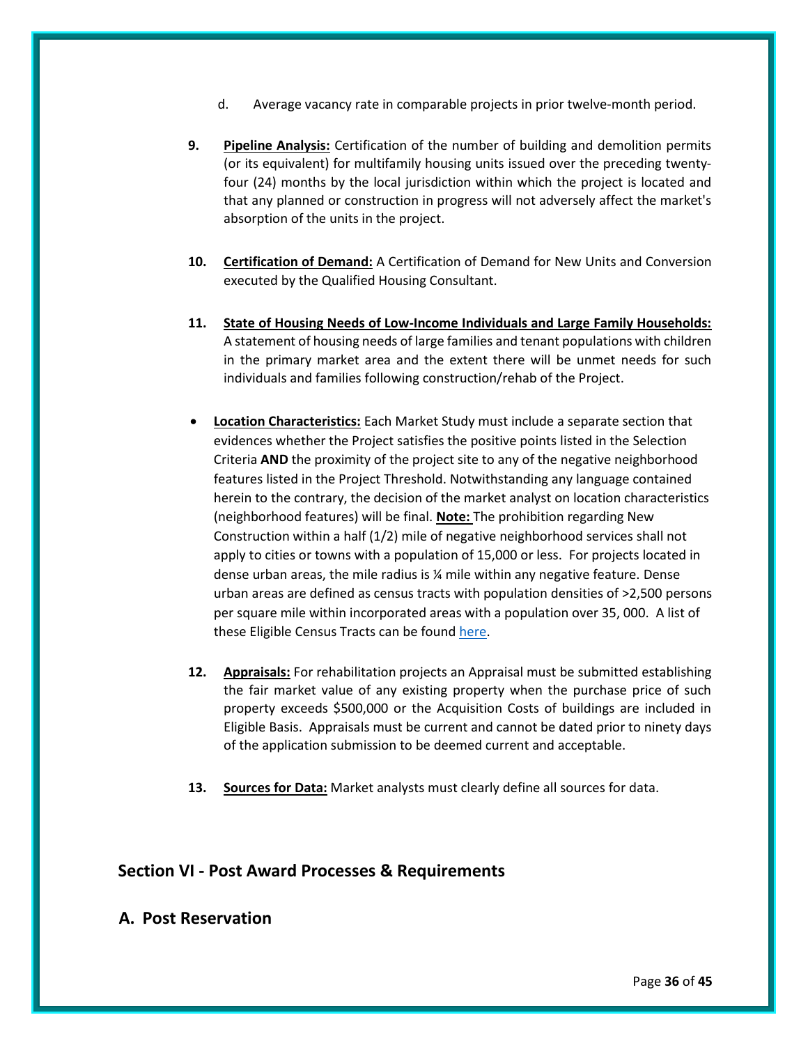d. Average vacancy rate in comparable projects in prior twelve-month period.

9. **<u>Pipeline Analysis:</u>** Certification of the number of building and demolition permits (or its equivalent) for multifamily housing units issued over the preceding twenty-four (24) months by the local jurisdiction within which the project is located and that any planned or construction in progress will not adversely affect the market's absorption of the units in the project.

10. **<u>Certification of Demand:</u>** A Certification of Demand for New Units and Conversion executed by the Qualified Housing Consultant.

11. **<u>State of Housing Needs of Low-Income Individuals and Large Family Households:</u>** A statement of housing needs of large families and tenant populations with children in the primary market area and the extent there will be unmet needs for such individuals and families following construction/rehab of the Project.

- **<u>Location Characteristics:</u>** Each Market Study must include a separate section that evidences whether the Project satisfies the positive points listed in the Selection Criteria **AND** the proximity of the project site to any of the negative neighborhood features listed in the Project Threshold. Notwithstanding any language contained herein to the contrary, the decision of the market analyst on location characteristics (neighborhood features) will be final. **<u>Note:</u>** The prohibition regarding New Construction within a half (1/2) mile of negative neighborhood services shall not apply to cities or towns with a population of 15,000 or less. For projects located in dense urban areas, the mile radius is ¼ mile within any negative feature. Dense urban areas are defined as census tracts with population densities of >2,500 persons per square mile within incorporated areas with a population over 35, 000. A list of these Eligible Census Tracts can be found [here](here).

12. **<u>Appraisals:</u>** For rehabilitation projects an Appraisal must be submitted establishing the fair market value of any existing property when the purchase price of such property exceeds $500,000 or the Acquisition Costs of buildings are included in Eligible Basis. Appraisals must be current and cannot be dated prior to ninety days of the application submission to be deemed current and acceptable.

13. **<u>Sources for Data:</u>** Market analysts must clearly define all sources for data.

## Section VI - Post Award Processes & Requirements

## A. Post Reservation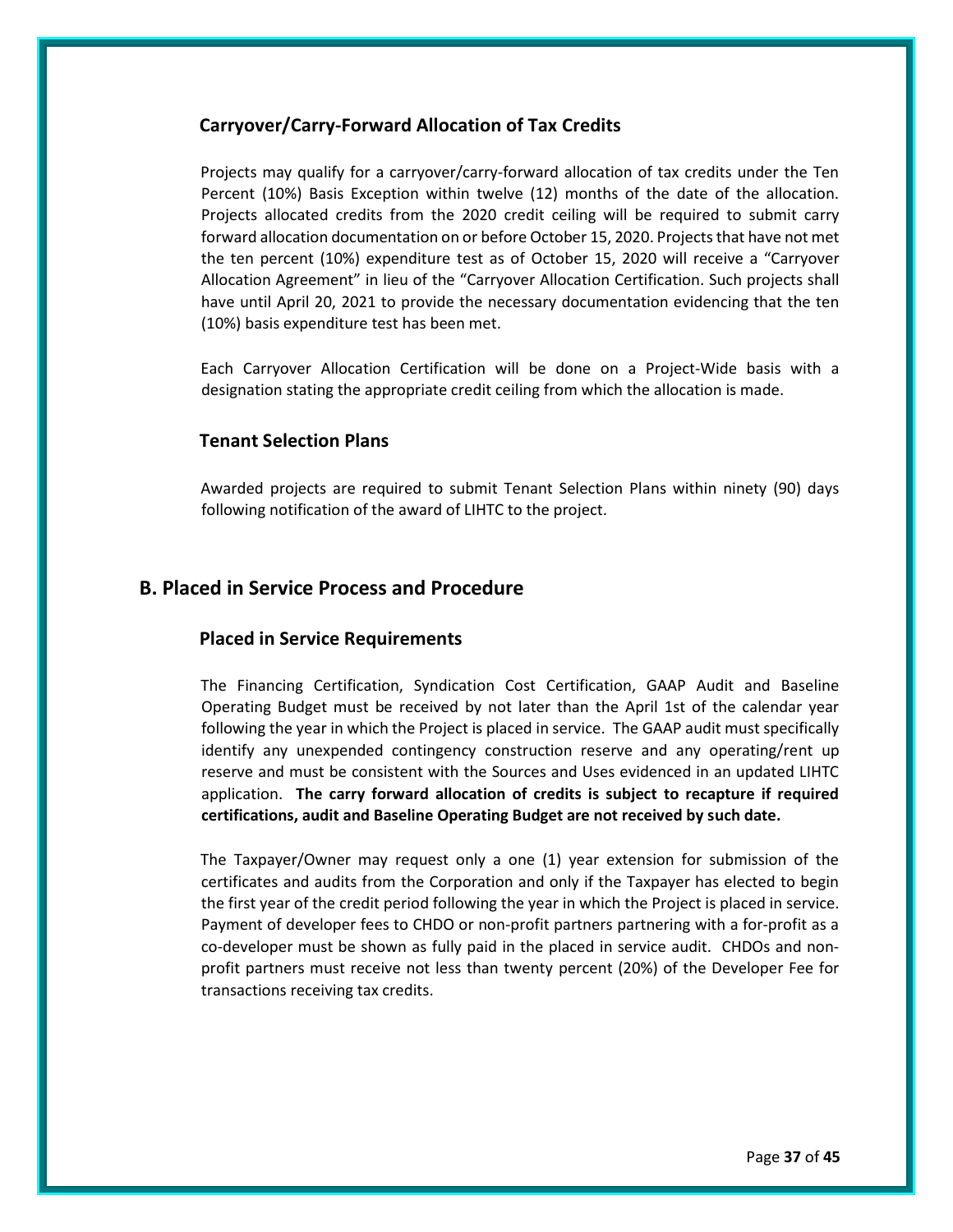### Carryover/Carry-Forward Allocation of Tax Credits

Projects may qualify for a carryover/carry-forward allocation of tax credits under the Ten Percent (10%) Basis Exception within twelve (12) months of the date of the allocation. Projects allocated credits from the 2020 credit ceiling will be required to submit carry forward allocation documentation on or before October 15, 2020. Projects that have not met the ten percent (10%) expenditure test as of October 15, 2020 will receive a "Carryover Allocation Agreement" in lieu of the "Carryover Allocation Certification. Such projects shall have until April 20, 2021 to provide the necessary documentation evidencing that the ten (10%) basis expenditure test has been met.

Each Carryover Allocation Certification will be done on a Project-Wide basis with a designation stating the appropriate credit ceiling from which the allocation is made.

### Tenant Selection Plans

Awarded projects are required to submit Tenant Selection Plans within ninety (90) days following notification of the award of LIHTC to the project.

## B. Placed in Service Process and Procedure

### Placed in Service Requirements

The Financing Certification, Syndication Cost Certification, GAAP Audit and Baseline Operating Budget must be received by not later than the April 1st of the calendar year following the year in which the Project is placed in service. The GAAP audit must specifically identify any unexpended contingency construction reserve and any operating/rent up reserve and must be consistent with the Sources and Uses evidenced in an updated LIHTC application. **The carry forward allocation of credits is subject to recapture if required certifications, audit and Baseline Operating Budget are not received by such date.**

The Taxpayer/Owner may request only a one (1) year extension for submission of the certificates and audits from the Corporation and only if the Taxpayer has elected to begin the first year of the credit period following the year in which the Project is placed in service. Payment of developer fees to CHDO or non-profit partners partnering with a for-profit as a co-developer must be shown as fully paid in the placed in service audit. CHDOs and non-profit partners must receive not less than twenty percent (20%) of the Developer Fee for transactions receiving tax credits.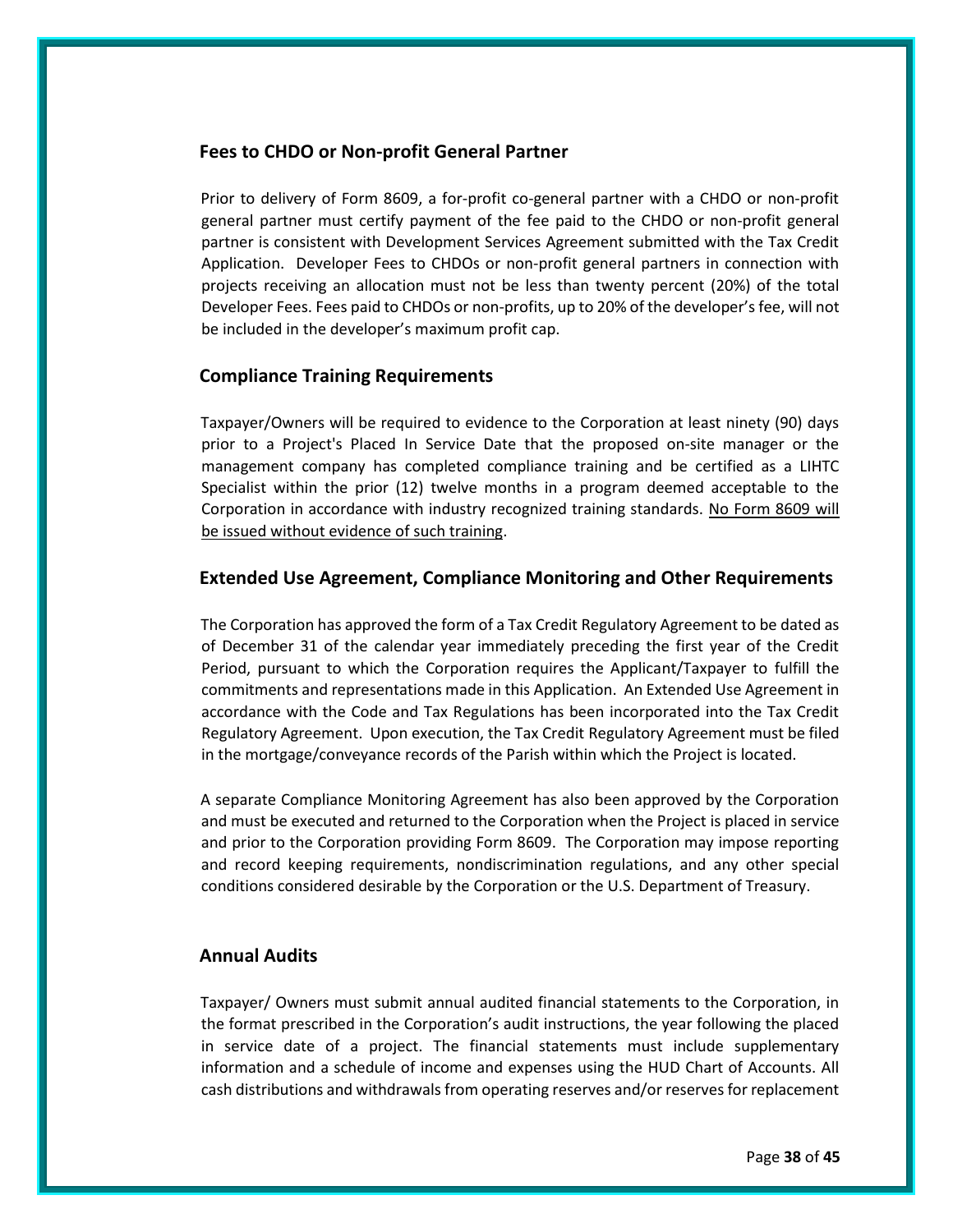## Fees to CHDO or Non-profit General Partner

Prior to delivery of Form 8609, a for-profit co-general partner with a CHDO or non-profit general partner must certify payment of the fee paid to the CHDO or non-profit general partner is consistent with Development Services Agreement submitted with the Tax Credit Application. Developer Fees to CHDOs or non-profit general partners in connection with projects receiving an allocation must not be less than twenty percent (20%) of the total Developer Fees. Fees paid to CHDOs or non-profits, up to 20% of the developer's fee, will not be included in the developer's maximum profit cap.

## Compliance Training Requirements

Taxpayer/Owners will be required to evidence to the Corporation at least ninety (90) days prior to a Project's Placed In Service Date that the proposed on-site manager or the management company has completed compliance training and be certified as a LIHTC Specialist within the prior (12) twelve months in a program deemed acceptable to the Corporation in accordance with industry recognized training standards. <u>No Form 8609 will be issued without evidence of such training</u>.

## Extended Use Agreement, Compliance Monitoring and Other Requirements

The Corporation has approved the form of a Tax Credit Regulatory Agreement to be dated as of December 31 of the calendar year immediately preceding the first year of the Credit Period, pursuant to which the Corporation requires the Applicant/Taxpayer to fulfill the commitments and representations made in this Application. An Extended Use Agreement in accordance with the Code and Tax Regulations has been incorporated into the Tax Credit Regulatory Agreement. Upon execution, the Tax Credit Regulatory Agreement must be filed in the mortgage/conveyance records of the Parish within which the Project is located.

A separate Compliance Monitoring Agreement has also been approved by the Corporation and must be executed and returned to the Corporation when the Project is placed in service and prior to the Corporation providing Form 8609. The Corporation may impose reporting and record keeping requirements, nondiscrimination regulations, and any other special conditions considered desirable by the Corporation or the U.S. Department of Treasury.

## Annual Audits

Taxpayer/ Owners must submit annual audited financial statements to the Corporation, in the format prescribed in the Corporation's audit instructions, the year following the placed in service date of a project. The financial statements must include supplementary information and a schedule of income and expenses using the HUD Chart of Accounts. All cash distributions and withdrawals from operating reserves and/or reserves for replacement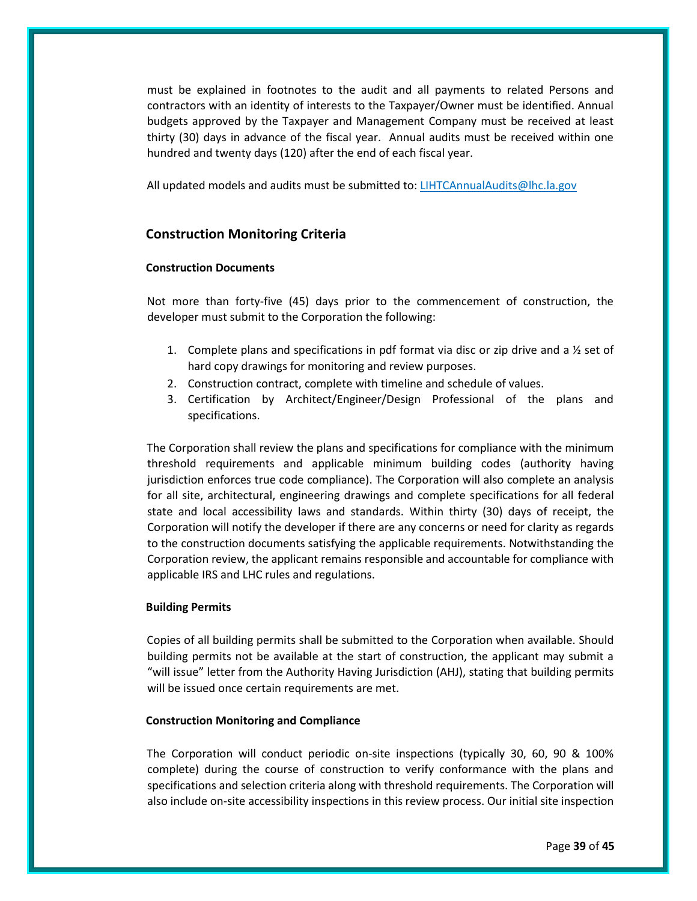must be explained in footnotes to the audit and all payments to related Persons and contractors with an identity of interests to the Taxpayer/Owner must be identified. Annual budgets approved by the Taxpayer and Management Company must be received at least thirty (30) days in advance of the fiscal year. Annual audits must be received within one hundred and twenty days (120) after the end of each fiscal year.

All updated models and audits must be submitted to: LIHTCAnnualAudits@lhc.la.gov

## Construction Monitoring Criteria

### Construction Documents

Not more than forty-five (45) days prior to the commencement of construction, the developer must submit to the Corporation the following:

1. Complete plans and specifications in pdf format via disc or zip drive and a ½ set of hard copy drawings for monitoring and review purposes.
2. Construction contract, complete with timeline and schedule of values.
3. Certification by Architect/Engineer/Design Professional of the plans and specifications.

The Corporation shall review the plans and specifications for compliance with the minimum threshold requirements and applicable minimum building codes (authority having jurisdiction enforces true code compliance). The Corporation will also complete an analysis for all site, architectural, engineering drawings and complete specifications for all federal state and local accessibility laws and standards. Within thirty (30) days of receipt, the Corporation will notify the developer if there are any concerns or need for clarity as regards to the construction documents satisfying the applicable requirements. Notwithstanding the Corporation review, the applicant remains responsible and accountable for compliance with applicable IRS and LHC rules and regulations.

### Building Permits

Copies of all building permits shall be submitted to the Corporation when available. Should building permits not be available at the start of construction, the applicant may submit a "will issue" letter from the Authority Having Jurisdiction (AHJ), stating that building permits will be issued once certain requirements are met.

### Construction Monitoring and Compliance

The Corporation will conduct periodic on-site inspections (typically 30, 60, 90 & 100% complete) during the course of construction to verify conformance with the plans and specifications and selection criteria along with threshold requirements. The Corporation will also include on-site accessibility inspections in this review process. Our initial site inspection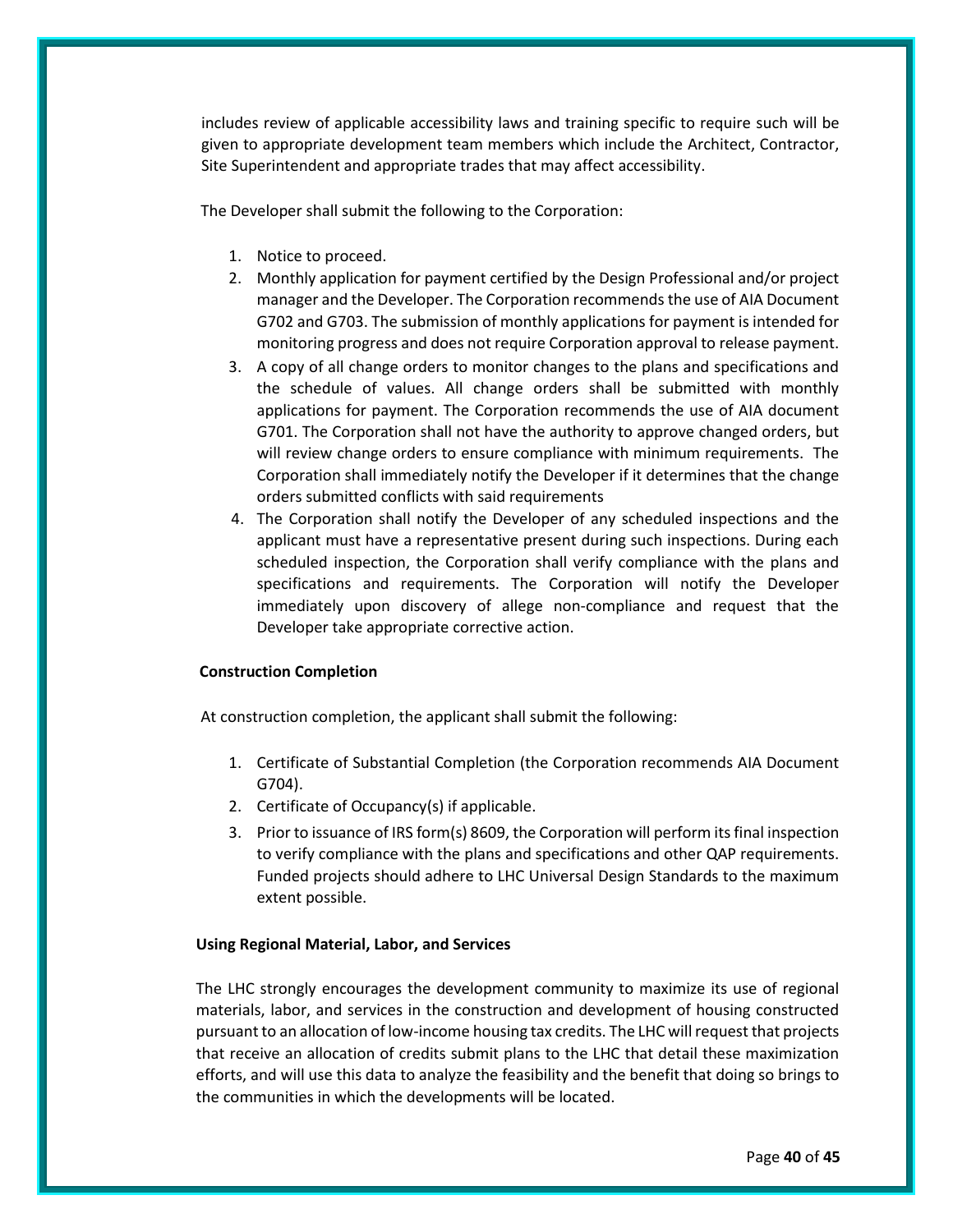includes review of applicable accessibility laws and training specific to require such will be given to appropriate development team members which include the Architect, Contractor, Site Superintendent and appropriate trades that may affect accessibility.

The Developer shall submit the following to the Corporation:

1. Notice to proceed.
2. Monthly application for payment certified by the Design Professional and/or project manager and the Developer. The Corporation recommends the use of AIA Document G702 and G703. The submission of monthly applications for payment is intended for monitoring progress and does not require Corporation approval to release payment.
3. A copy of all change orders to monitor changes to the plans and specifications and the schedule of values. All change orders shall be submitted with monthly applications for payment. The Corporation recommends the use of AIA document G701. The Corporation shall not have the authority to approve changed orders, but will review change orders to ensure compliance with minimum requirements. The Corporation shall immediately notify the Developer if it determines that the change orders submitted conflicts with said requirements
4. The Corporation shall notify the Developer of any scheduled inspections and the applicant must have a representative present during such inspections. During each scheduled inspection, the Corporation shall verify compliance with the plans and specifications and requirements. The Corporation will notify the Developer immediately upon discovery of allege non-compliance and request that the Developer take appropriate corrective action.

**Construction Completion**

At construction completion, the applicant shall submit the following:

1. Certificate of Substantial Completion (the Corporation recommends AIA Document G704).
2. Certificate of Occupancy(s) if applicable.
3. Prior to issuance of IRS form(s) 8609, the Corporation will perform its final inspection to verify compliance with the plans and specifications and other QAP requirements. Funded projects should adhere to LHC Universal Design Standards to the maximum extent possible.

**Using Regional Material, Labor, and Services**

The LHC strongly encourages the development community to maximize its use of regional materials, labor, and services in the construction and development of housing constructed pursuant to an allocation of low-income housing tax credits. The LHC will request that projects that receive an allocation of credits submit plans to the LHC that detail these maximization efforts, and will use this data to analyze the feasibility and the benefit that doing so brings to the communities in which the developments will be located.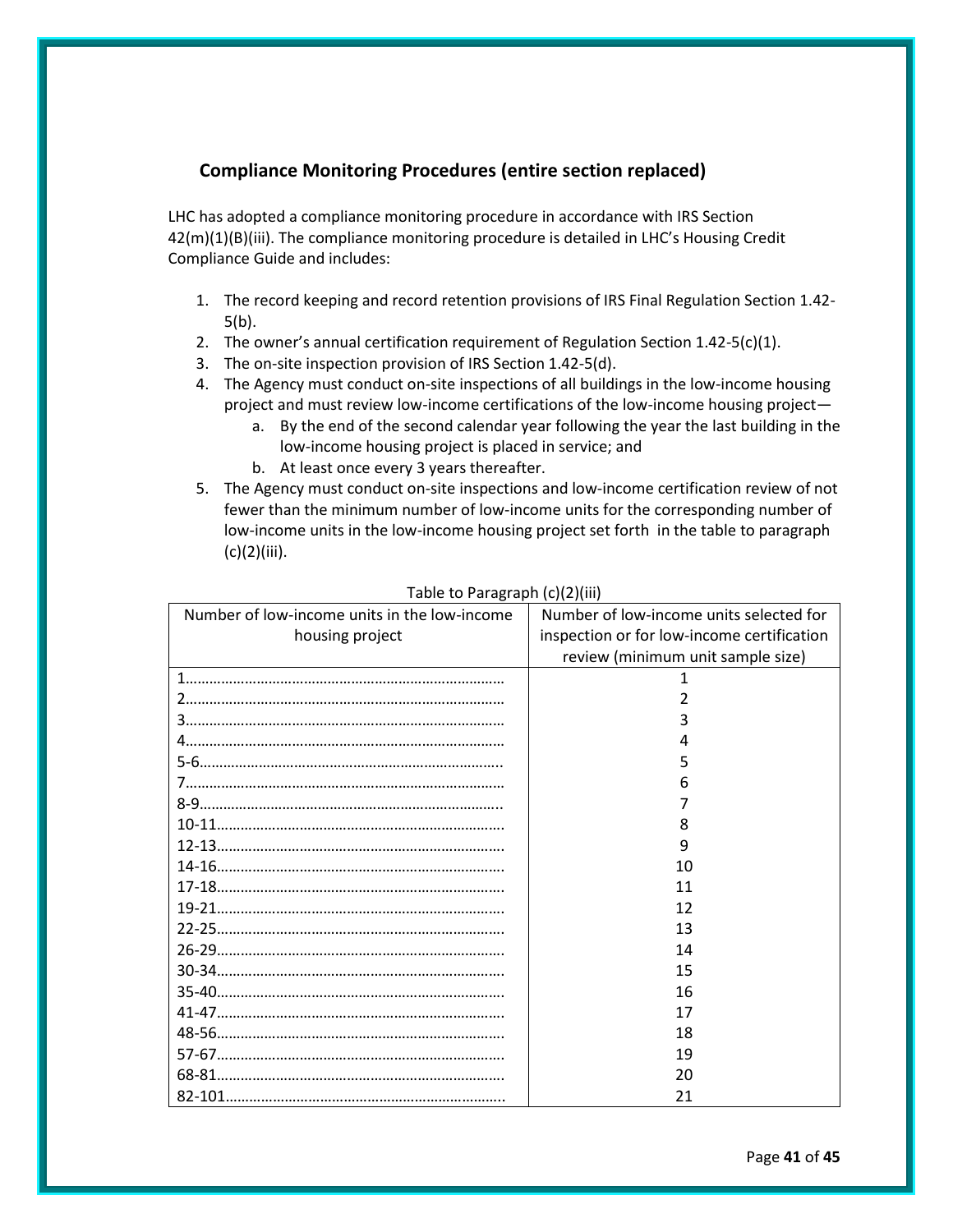## Compliance Monitoring Procedures (entire section replaced)

LHC has adopted a compliance monitoring procedure in accordance with IRS Section 42(m)(1)(B)(iii). The compliance monitoring procedure is detailed in LHC's Housing Credit Compliance Guide and includes:

1. The record keeping and record retention provisions of IRS Final Regulation Section 1.42-5(b).
2. The owner's annual certification requirement of Regulation Section 1.42-5(c)(1).
3. The on-site inspection provision of IRS Section 1.42-5(d).
4. The Agency must conduct on-site inspections of all buildings in the low-income housing project and must review low-income certifications of the low-income housing project—
   a. By the end of the second calendar year following the year the last building in the low-income housing project is placed in service; and
   b. At least once every 3 years thereafter.
5. The Agency must conduct on-site inspections and low-income certification review of not fewer than the minimum number of low-income units for the corresponding number of low-income units in the low-income housing project set forth in the table to paragraph (c)(2)(iii).

Table to Paragraph (c)(2)(iii)

| Number of low-income units in the low-income housing project | Number of low-income units selected for inspection or for low-income certification review (minimum unit sample size) |
|---|---|
| 1 | 1 |
| 2 | 2 |
| 3 | 3 |
| 4 | 4 |
| 5-6 | 5 |
| 7 | 6 |
| 8-9 | 7 |
| 10-11 | 8 |
| 12-13 | 9 |
| 14-16 | 10 |
| 17-18 | 11 |
| 19-21 | 12 |
| 22-25 | 13 |
| 26-29 | 14 |
| 30-34 | 15 |
| 35-40 | 16 |
| 41-47 | 17 |
| 48-56 | 18 |
| 57-67 | 19 |
| 68-81 | 20 |
| 82-101 | 21 |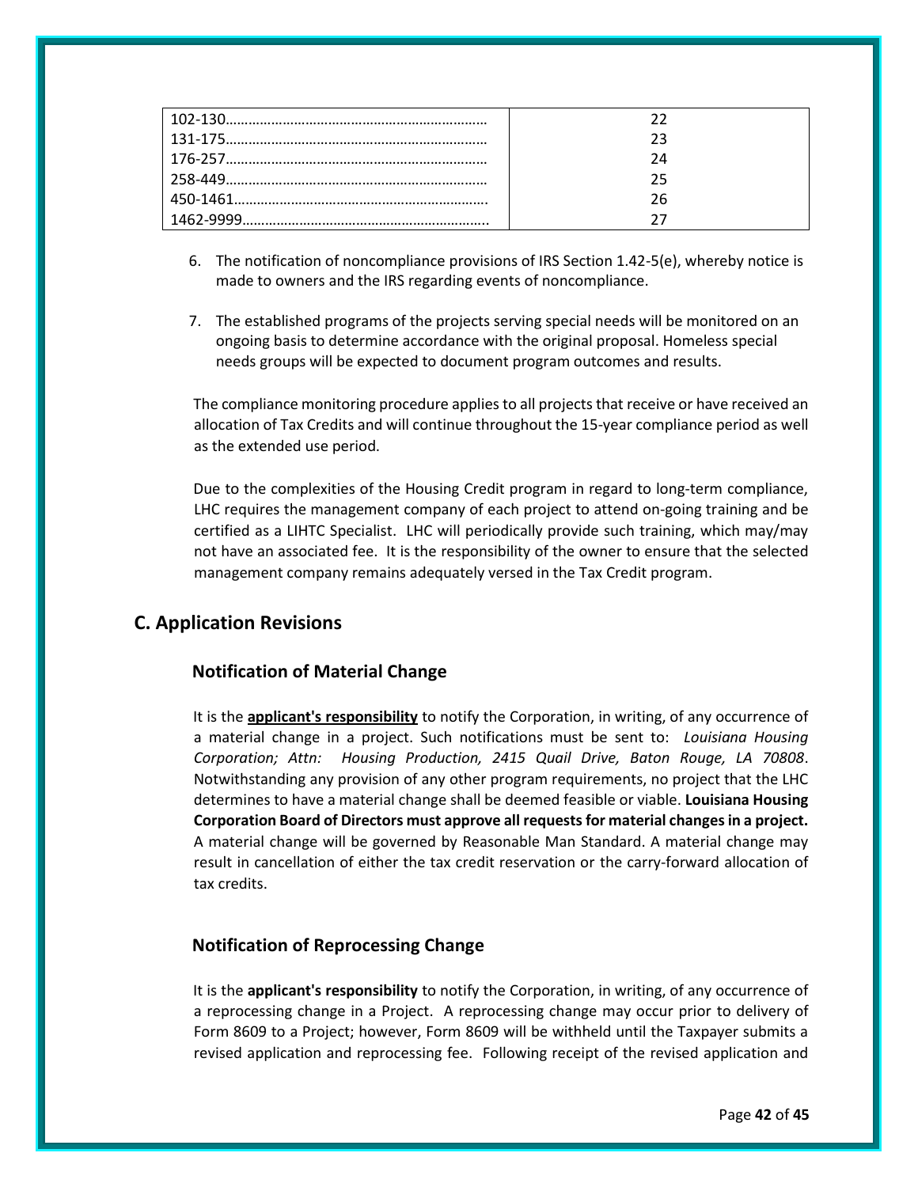| | |
|---|---|
| 102-130…………………………………………………………… | 22 |
| 131-175…………………………………………………………… | 23 |
| 176-257…………………………………………………………… | 24 |
| 258-449…………………………………………………………… | 25 |
| 450-1461………………………………………………………… | 26 |
| 1462-9999……………………………………………………….. | 27 |

6. The notification of noncompliance provisions of IRS Section 1.42-5(e), whereby notice is made to owners and the IRS regarding events of noncompliance.

7. The established programs of the projects serving special needs will be monitored on an ongoing basis to determine accordance with the original proposal. Homeless special needs groups will be expected to document program outcomes and results.

The compliance monitoring procedure applies to all projects that receive or have received an allocation of Tax Credits and will continue throughout the 15-year compliance period as well as the extended use period.

Due to the complexities of the Housing Credit program in regard to long-term compliance, LHC requires the management company of each project to attend on-going training and be certified as a LIHTC Specialist. LHC will periodically provide such training, which may/may not have an associated fee. It is the responsibility of the owner to ensure that the selected management company remains adequately versed in the Tax Credit program.

## C. Application Revisions

### Notification of Material Change

It is the **applicant's responsibility** to notify the Corporation, in writing, of any occurrence of a material change in a project. Such notifications must be sent to: *Louisiana Housing Corporation; Attn: Housing Production, 2415 Quail Drive, Baton Rouge, LA 70808*. Notwithstanding any provision of any other program requirements, no project that the LHC determines to have a material change shall be deemed feasible or viable. **Louisiana Housing Corporation Board of Directors must approve all requests for material changes in a project.** A material change will be governed by Reasonable Man Standard. A material change may result in cancellation of either the tax credit reservation or the carry-forward allocation of tax credits.

### Notification of Reprocessing Change

It is the **applicant's responsibility** to notify the Corporation, in writing, of any occurrence of a reprocessing change in a Project. A reprocessing change may occur prior to delivery of Form 8609 to a Project; however, Form 8609 will be withheld until the Taxpayer submits a revised application and reprocessing fee. Following receipt of the revised application and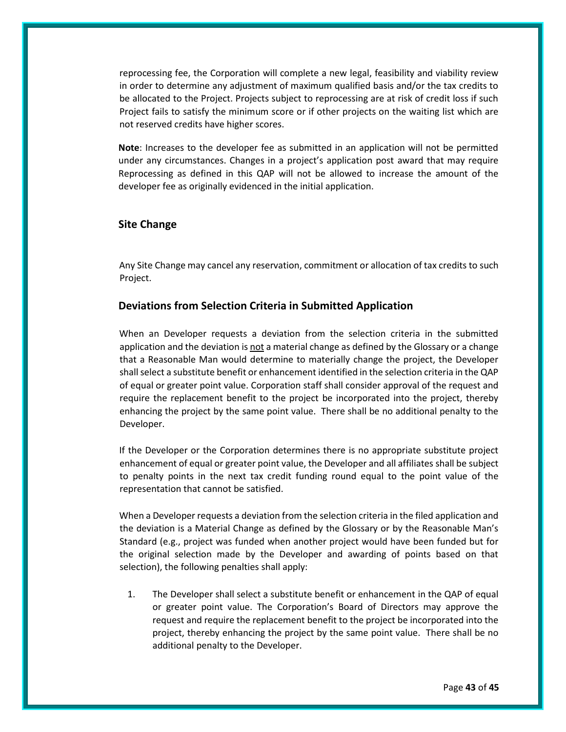reprocessing fee, the Corporation will complete a new legal, feasibility and viability review in order to determine any adjustment of maximum qualified basis and/or the tax credits to be allocated to the Project. Projects subject to reprocessing are at risk of credit loss if such Project fails to satisfy the minimum score or if other projects on the waiting list which are not reserved credits have higher scores.

**Note**: Increases to the developer fee as submitted in an application will not be permitted under any circumstances. Changes in a project's application post award that may require Reprocessing as defined in this QAP will not be allowed to increase the amount of the developer fee as originally evidenced in the initial application.

## Site Change

Any Site Change may cancel any reservation, commitment or allocation of tax credits to such Project.

## Deviations from Selection Criteria in Submitted Application

When an Developer requests a deviation from the selection criteria in the submitted application and the deviation is <u>not</u> a material change as defined by the Glossary or a change that a Reasonable Man would determine to materially change the project, the Developer shall select a substitute benefit or enhancement identified in the selection criteria in the QAP of equal or greater point value. Corporation staff shall consider approval of the request and require the replacement benefit to the project be incorporated into the project, thereby enhancing the project by the same point value. There shall be no additional penalty to the Developer.

If the Developer or the Corporation determines there is no appropriate substitute project enhancement of equal or greater point value, the Developer and all affiliates shall be subject to penalty points in the next tax credit funding round equal to the point value of the representation that cannot be satisfied.

When a Developer requests a deviation from the selection criteria in the filed application and the deviation is a Material Change as defined by the Glossary or by the Reasonable Man's Standard (e.g., project was funded when another project would have been funded but for the original selection made by the Developer and awarding of points based on that selection), the following penalties shall apply:

1. The Developer shall select a substitute benefit or enhancement in the QAP of equal or greater point value. The Corporation's Board of Directors may approve the request and require the replacement benefit to the project be incorporated into the project, thereby enhancing the project by the same point value. There shall be no additional penalty to the Developer.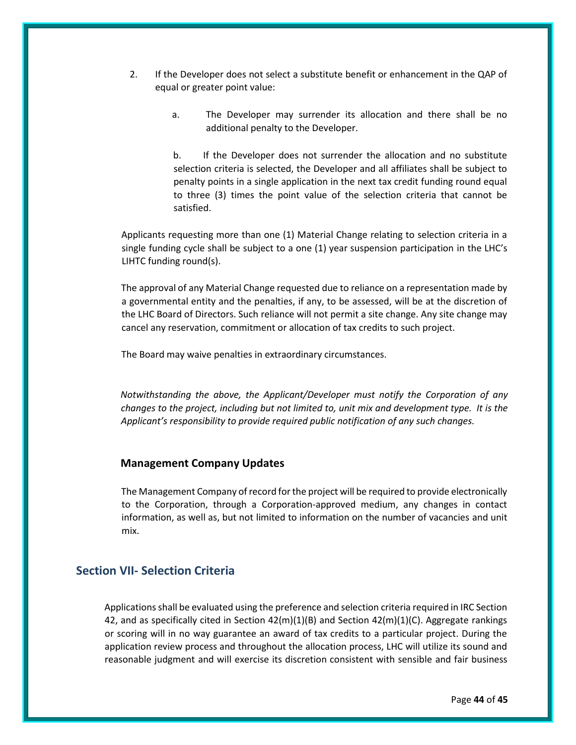2. If the Developer does not select a substitute benefit or enhancement in the QAP of equal or greater point value:

   a. The Developer may surrender its allocation and there shall be no additional penalty to the Developer.

   b. If the Developer does not surrender the allocation and no substitute selection criteria is selected, the Developer and all affiliates shall be subject to penalty points in a single application in the next tax credit funding round equal to three (3) times the point value of the selection criteria that cannot be satisfied.

Applicants requesting more than one (1) Material Change relating to selection criteria in a single funding cycle shall be subject to a one (1) year suspension participation in the LHC's LIHTC funding round(s).

The approval of any Material Change requested due to reliance on a representation made by a governmental entity and the penalties, if any, to be assessed, will be at the discretion of the LHC Board of Directors. Such reliance will not permit a site change. Any site change may cancel any reservation, commitment or allocation of tax credits to such project.

The Board may waive penalties in extraordinary circumstances.

*Notwithstanding the above, the Applicant/Developer must notify the Corporation of any changes to the project, including but not limited to, unit mix and development type. It is the Applicant's responsibility to provide required public notification of any such changes.*

### Management Company Updates

The Management Company of record for the project will be required to provide electronically to the Corporation, through a Corporation-approved medium, any changes in contact information, as well as, but not limited to information on the number of vacancies and unit mix.

## Section VII- Selection Criteria

Applications shall be evaluated using the preference and selection criteria required in IRC Section 42, and as specifically cited in Section 42(m)(1)(B) and Section 42(m)(1)(C). Aggregate rankings or scoring will in no way guarantee an award of tax credits to a particular project. During the application review process and throughout the allocation process, LHC will utilize its sound and reasonable judgment and will exercise its discretion consistent with sensible and fair business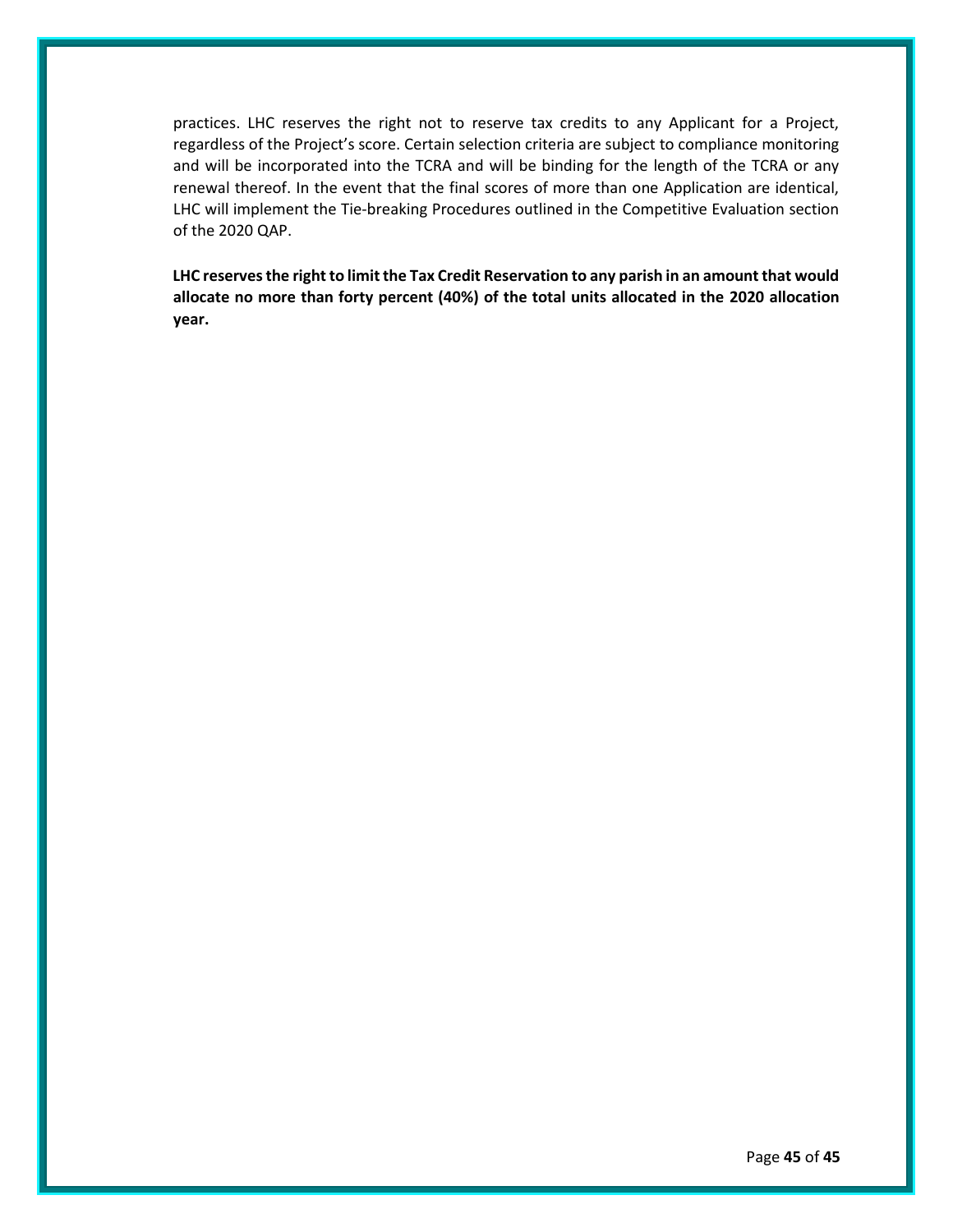practices. LHC reserves the right not to reserve tax credits to any Applicant for a Project, regardless of the Project's score. Certain selection criteria are subject to compliance monitoring and will be incorporated into the TCRA and will be binding for the length of the TCRA or any renewal thereof. In the event that the final scores of more than one Application are identical, LHC will implement the Tie-breaking Procedures outlined in the Competitive Evaluation section of the 2020 QAP.

**LHC reserves the right to limit the Tax Credit Reservation to any parish in an amount that would allocate no more than forty percent (40%) of the total units allocated in the 2020 allocation year.**